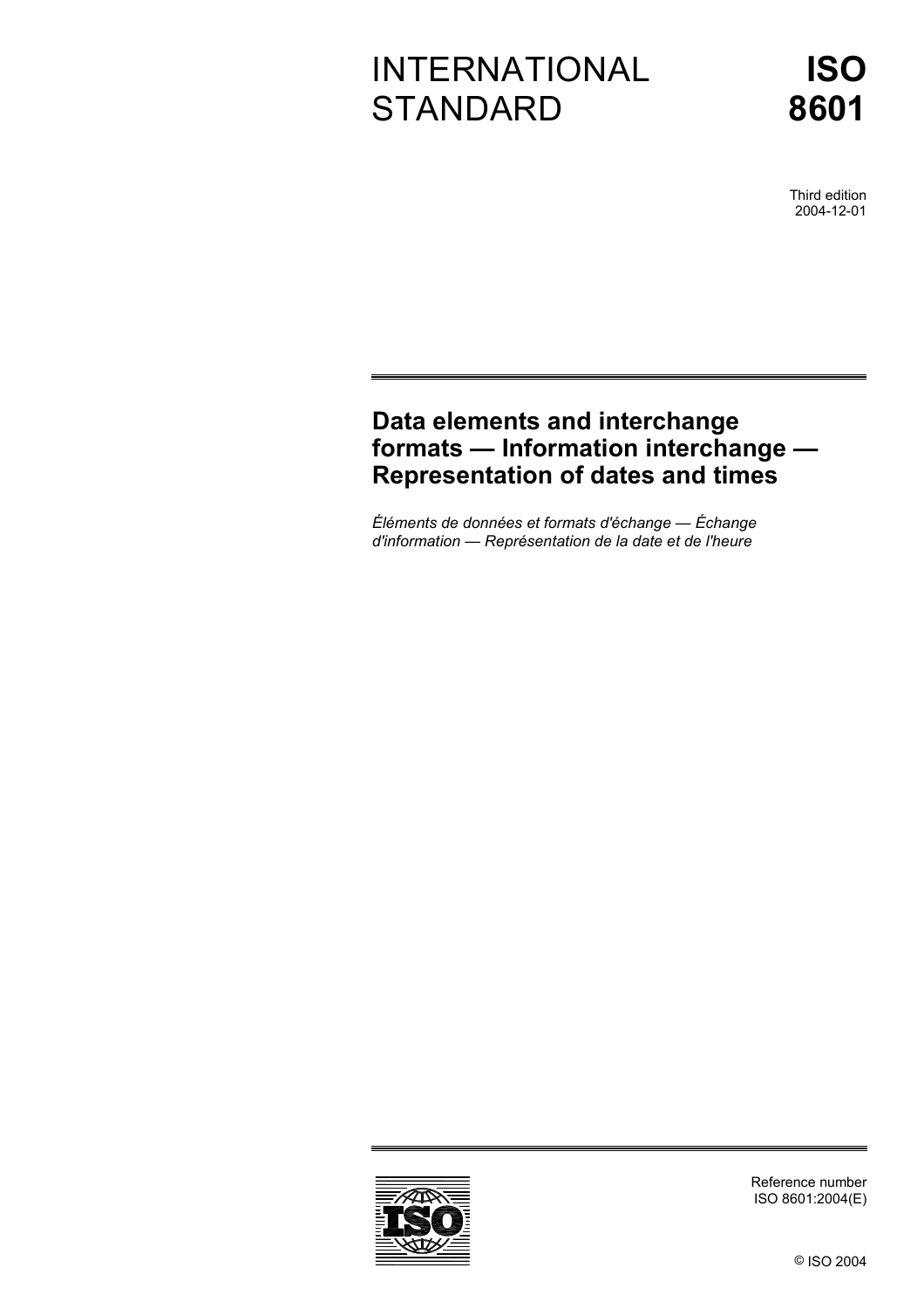# INTERNATIONAL STANDARD

# ISO 8601

Third edition
2004-12-01

## Data elements and interchange formats — Information interchange — Representation of dates and times

*Éléments de données et formats d'échange — Échange d'information — Représentation de la date et de l'heure*

Reference number
ISO 8601:2004(E)

© ISO 2004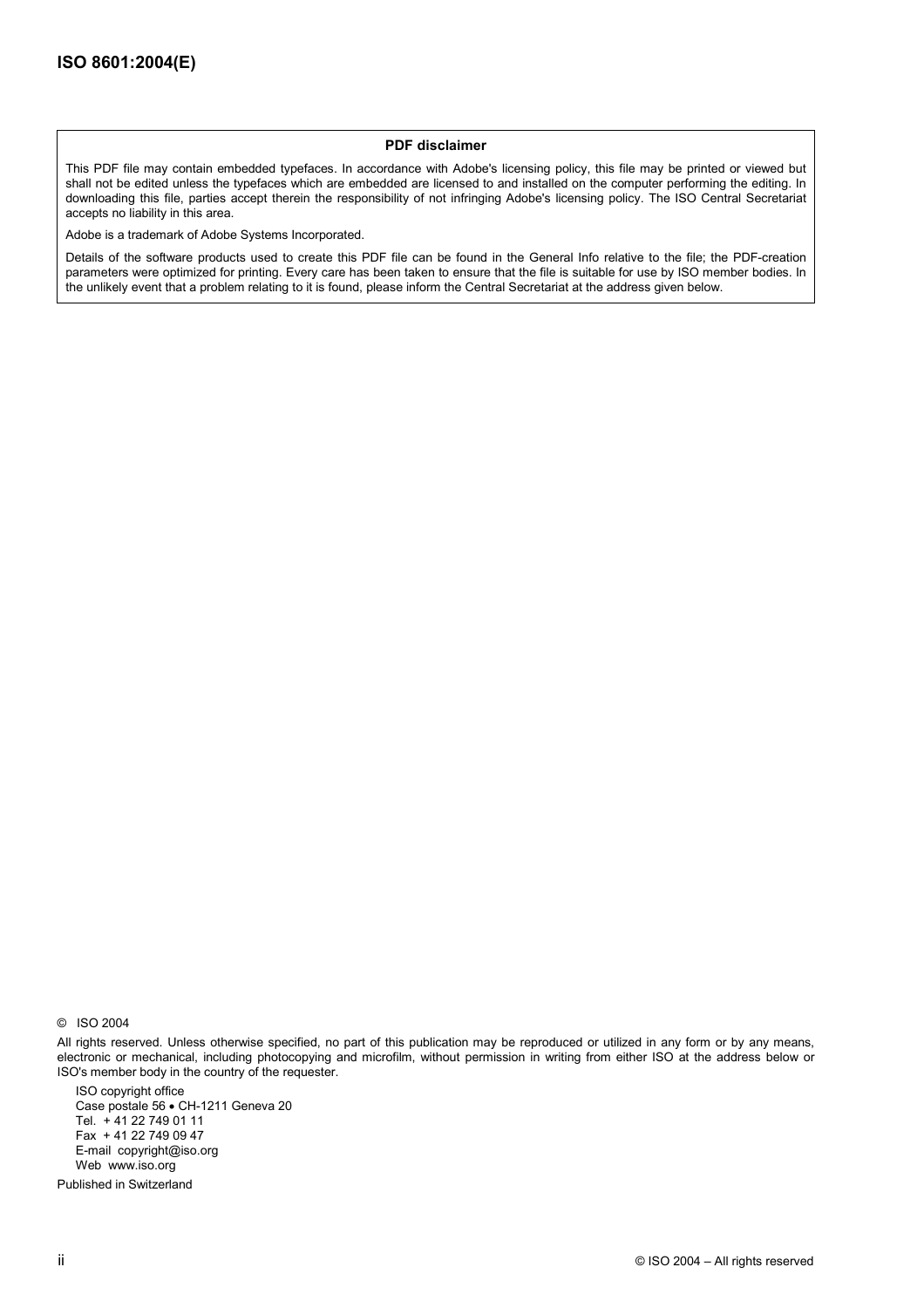**PDF disclaimer**

This PDF file may contain embedded typefaces. In accordance with Adobe's licensing policy, this file may be printed or viewed but shall not be edited unless the typefaces which are embedded are licensed to and installed on the computer performing the editing. In downloading this file, parties accept therein the responsibility of not infringing Adobe's licensing policy. The ISO Central Secretariat accepts no liability in this area.

Adobe is a trademark of Adobe Systems Incorporated.

Details of the software products used to create this PDF file can be found in the General Info relative to the file; the PDF-creation parameters were optimized for printing. Every care has been taken to ensure that the file is suitable for use by ISO member bodies. In the unlikely event that a problem relating to it is found, please inform the Central Secretariat at the address given below.

© ISO 2004

All rights reserved. Unless otherwise specified, no part of this publication may be reproduced or utilized in any form or by any means, electronic or mechanical, including photocopying and microfilm, without permission in writing from either ISO at the address below or ISO's member body in the country of the requester.

ISO copyright office
Case postale 56 • CH-1211 Geneva 20
Tel. + 41 22 749 01 11
Fax + 41 22 749 09 47
E-mail copyright@iso.org
Web www.iso.org

Published in Switzerland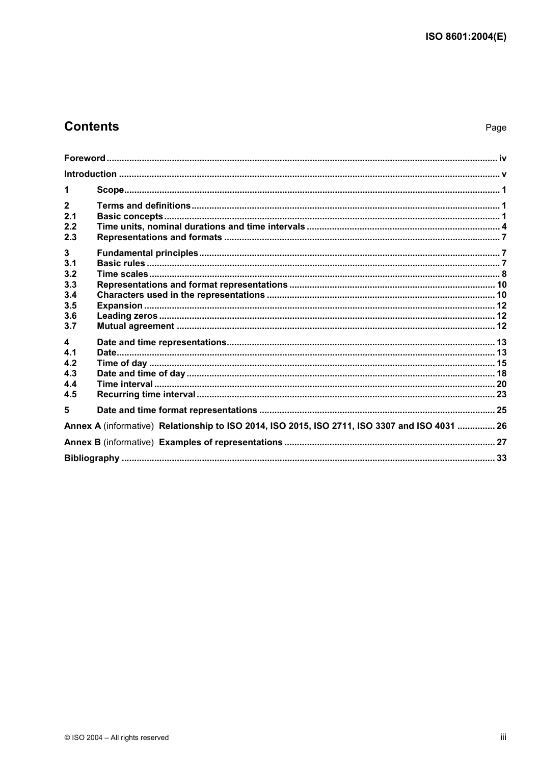## Contents

Page

| | | |
|---|---|---|
| **Foreword** | | **iv** |
| **Introduction** | | **v** |
| **1** | **Scope** | **1** |
| **2** | **Terms and definitions** | **1** |
| **2.1** | **Basic concepts** | **1** |
| **2.2** | **Time units, nominal durations and time intervals** | **4** |
| **2.3** | **Representations and formats** | **7** |
| **3** | **Fundamental principles** | **7** |
| **3.1** | **Basic rules** | **7** |
| **3.2** | **Time scales** | **8** |
| **3.3** | **Representations and format representations** | **10** |
| **3.4** | **Characters used in the representations** | **10** |
| **3.5** | **Expansion** | **12** |
| **3.6** | **Leading zeros** | **12** |
| **3.7** | **Mutual agreement** | **12** |
| **4** | **Date and time representations** | **13** |
| **4.1** | **Date** | **13** |
| **4.2** | **Time of day** | **15** |
| **4.3** | **Date and time of day** | **18** |
| **4.4** | **Time interval** | **20** |
| **4.5** | **Recurring time interval** | **23** |
| **5** | **Date and time format representations** | **25** |
| **Annex A** (informative) **Relationship to ISO 2014, ISO 2015, ISO 2711, ISO 3307 and ISO 4031** | | **26** |
| **Annex B** (informative) **Examples of representations** | | **27** |
| **Bibliography** | | **33** |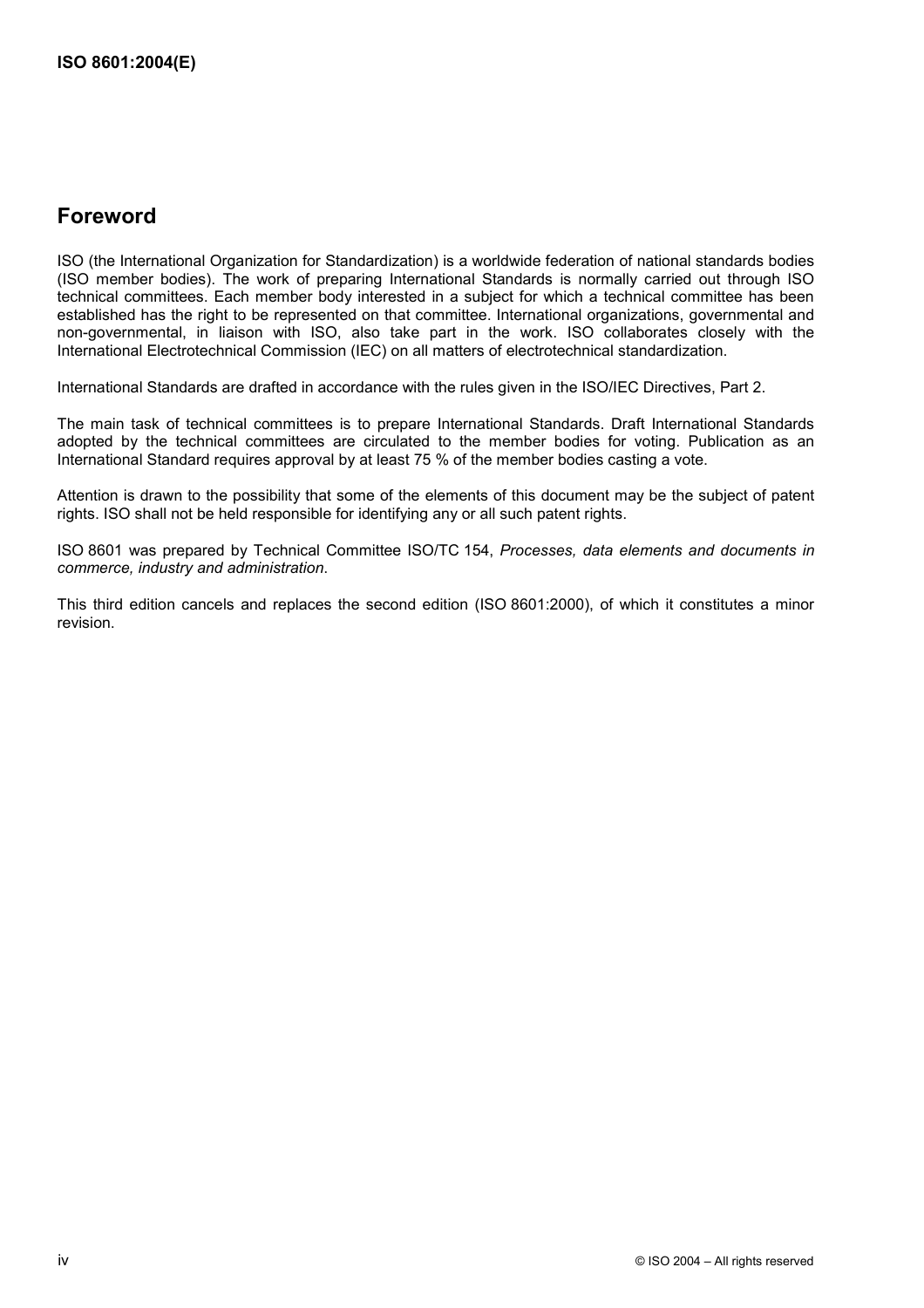## Foreword

ISO (the International Organization for Standardization) is a worldwide federation of national standards bodies (ISO member bodies). The work of preparing International Standards is normally carried out through ISO technical committees. Each member body interested in a subject for which a technical committee has been established has the right to be represented on that committee. International organizations, governmental and non-governmental, in liaison with ISO, also take part in the work. ISO collaborates closely with the International Electrotechnical Commission (IEC) on all matters of electrotechnical standardization.

International Standards are drafted in accordance with the rules given in the ISO/IEC Directives, Part 2.

The main task of technical committees is to prepare International Standards. Draft International Standards adopted by the technical committees are circulated to the member bodies for voting. Publication as an International Standard requires approval by at least 75 % of the member bodies casting a vote.

Attention is drawn to the possibility that some of the elements of this document may be the subject of patent rights. ISO shall not be held responsible for identifying any or all such patent rights.

ISO 8601 was prepared by Technical Committee ISO/TC 154, *Processes, data elements and documents in commerce, industry and administration*.

This third edition cancels and replaces the second edition (ISO 8601:2000), of which it constitutes a minor revision.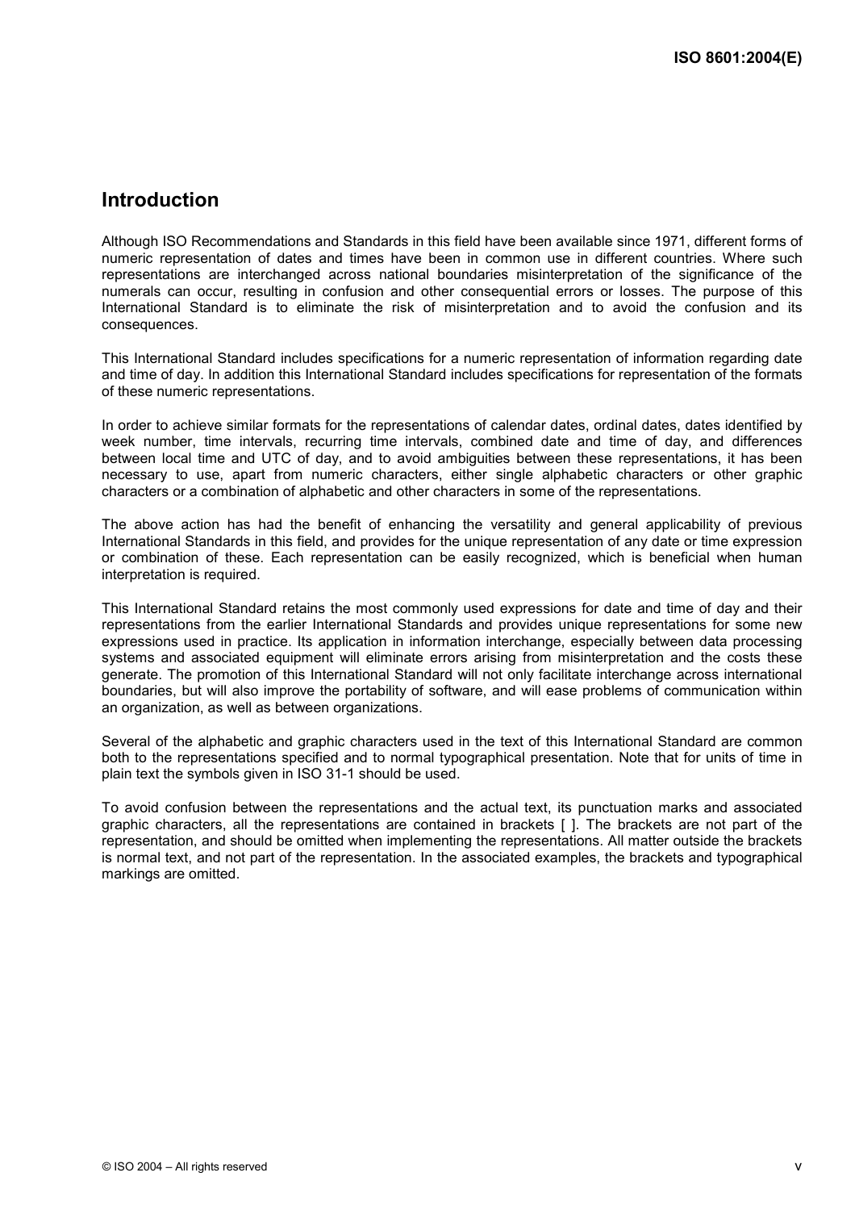## Introduction

Although ISO Recommendations and Standards in this field have been available since 1971, different forms of numeric representation of dates and times have been in common use in different countries. Where such representations are interchanged across national boundaries misinterpretation of the significance of the numerals can occur, resulting in confusion and other consequential errors or losses. The purpose of this International Standard is to eliminate the risk of misinterpretation and to avoid the confusion and its consequences.

This International Standard includes specifications for a numeric representation of information regarding date and time of day. In addition this International Standard includes specifications for representation of the formats of these numeric representations.

In order to achieve similar formats for the representations of calendar dates, ordinal dates, dates identified by week number, time intervals, recurring time intervals, combined date and time of day, and differences between local time and UTC of day, and to avoid ambiguities between these representations, it has been necessary to use, apart from numeric characters, either single alphabetic characters or other graphic characters or a combination of alphabetic and other characters in some of the representations.

The above action has had the benefit of enhancing the versatility and general applicability of previous International Standards in this field, and provides for the unique representation of any date or time expression or combination of these. Each representation can be easily recognized, which is beneficial when human interpretation is required.

This International Standard retains the most commonly used expressions for date and time of day and their representations from the earlier International Standards and provides unique representations for some new expressions used in practice. Its application in information interchange, especially between data processing systems and associated equipment will eliminate errors arising from misinterpretation and the costs these generate. The promotion of this International Standard will not only facilitate interchange across international boundaries, but will also improve the portability of software, and will ease problems of communication within an organization, as well as between organizations.

Several of the alphabetic and graphic characters used in the text of this International Standard are common both to the representations specified and to normal typographical presentation. Note that for units of time in plain text the symbols given in ISO 31-1 should be used.

To avoid confusion between the representations and the actual text, its punctuation marks and associated graphic characters, all the representations are contained in brackets [ ]. The brackets are not part of the representation, and should be omitted when implementing the representations. All matter outside the brackets is normal text, and not part of the representation. In the associated examples, the brackets and typographical markings are omitted.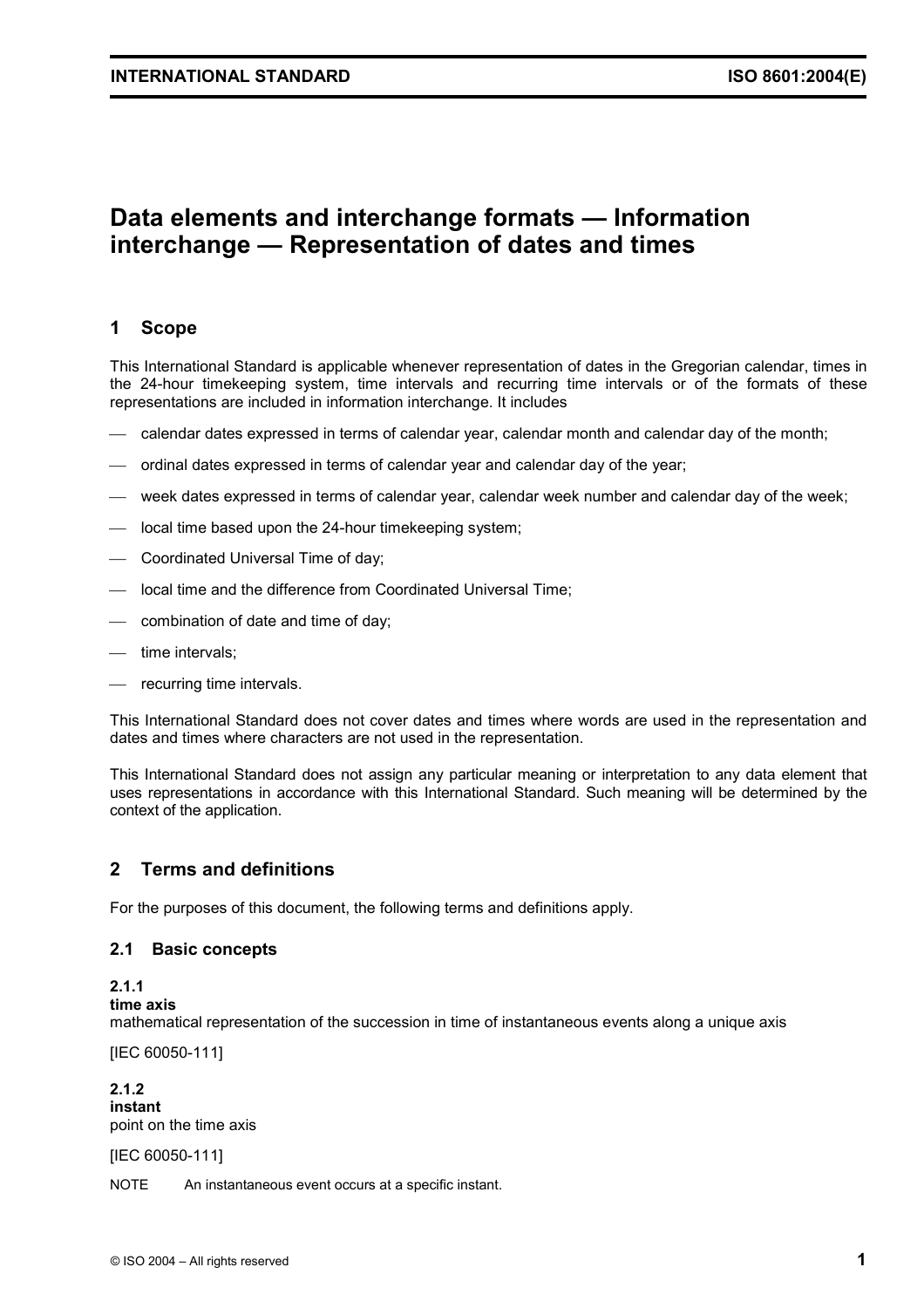# Data elements and interchange formats — Information interchange — Representation of dates and times

## 1 Scope

This International Standard is applicable whenever representation of dates in the Gregorian calendar, times in the 24-hour timekeeping system, time intervals and recurring time intervals or of the formats of these representations are included in information interchange. It includes

- calendar dates expressed in terms of calendar year, calendar month and calendar day of the month;
- ordinal dates expressed in terms of calendar year and calendar day of the year;
- week dates expressed in terms of calendar year, calendar week number and calendar day of the week;
- local time based upon the 24-hour timekeeping system;
- Coordinated Universal Time of day;
- local time and the difference from Coordinated Universal Time;
- combination of date and time of day;
- time intervals;
- recurring time intervals.

This International Standard does not cover dates and times where words are used in the representation and dates and times where characters are not used in the representation.

This International Standard does not assign any particular meaning or interpretation to any data element that uses representations in accordance with this International Standard. Such meaning will be determined by the context of the application.

## 2 Terms and definitions

For the purposes of this document, the following terms and definitions apply.

### 2.1 Basic concepts

**2.1.1**
**time axis**
mathematical representation of the succession in time of instantaneous events along a unique axis

[IEC 60050-111]

**2.1.2**
**instant**
point on the time axis

[IEC 60050-111]

NOTE An instantaneous event occurs at a specific instant.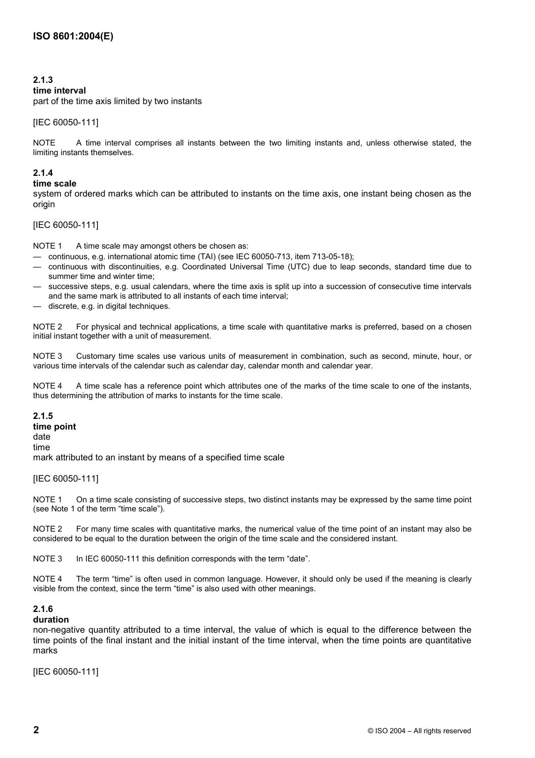**2.1.3**
**time interval**
part of the time axis limited by two instants

[IEC 60050-111]

NOTE A time interval comprises all instants between the two limiting instants and, unless otherwise stated, the limiting instants themselves.

**2.1.4**
**time scale**
system of ordered marks which can be attributed to instants on the time axis, one instant being chosen as the origin

[IEC 60050-111]

NOTE 1 A time scale may amongst others be chosen as:

— continuous, e.g. international atomic time (TAI) (see IEC 60050-713, item 713-05-18);
— continuous with discontinuities, e.g. Coordinated Universal Time (UTC) due to leap seconds, standard time due to summer time and winter time;
— successive steps, e.g. usual calendars, where the time axis is split up into a succession of consecutive time intervals and the same mark is attributed to all instants of each time interval;
— discrete, e.g. in digital techniques.

NOTE 2 For physical and technical applications, a time scale with quantitative marks is preferred, based on a chosen initial instant together with a unit of measurement.

NOTE 3 Customary time scales use various units of measurement in combination, such as second, minute, hour, or various time intervals of the calendar such as calendar day, calendar month and calendar year.

NOTE 4 A time scale has a reference point which attributes one of the marks of the time scale to one of the instants, thus determining the attribution of marks to instants for the time scale.

**2.1.5**
**time point**
date
time
mark attributed to an instant by means of a specified time scale

[IEC 60050-111]

NOTE 1 On a time scale consisting of successive steps, two distinct instants may be expressed by the same time point (see Note 1 of the term "time scale").

NOTE 2 For many time scales with quantitative marks, the numerical value of the time point of an instant may also be considered to be equal to the duration between the origin of the time scale and the considered instant.

NOTE 3 In IEC 60050-111 this definition corresponds with the term "date".

NOTE 4 The term "time" is often used in common language. However, it should only be used if the meaning is clearly visible from the context, since the term "time" is also used with other meanings.

**2.1.6**
**duration**
non-negative quantity attributed to a time interval, the value of which is equal to the difference between the time points of the final instant and the initial instant of the time interval, when the time points are quantitative marks

[IEC 60050-111]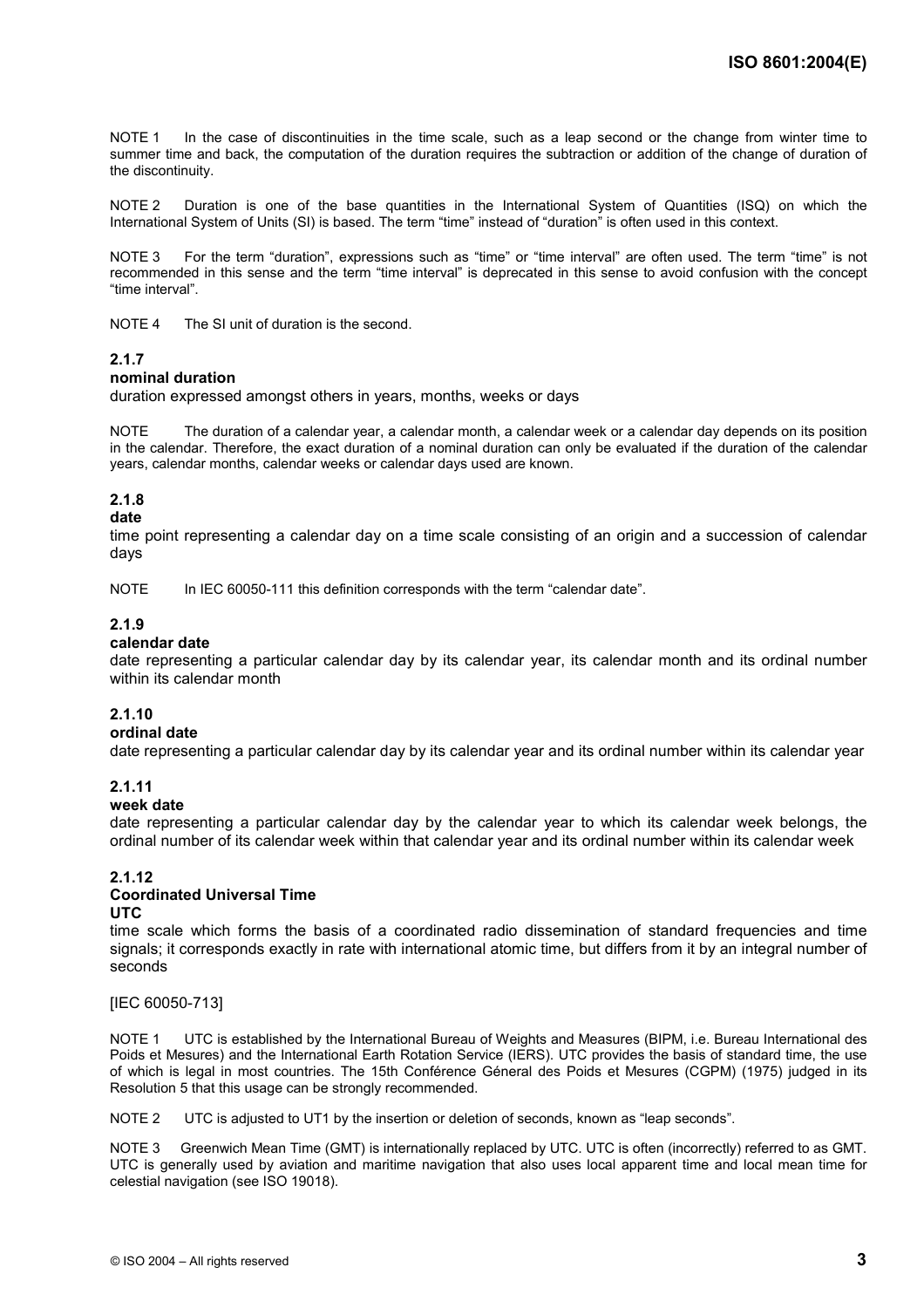NOTE 1 In the case of discontinuities in the time scale, such as a leap second or the change from winter time to summer time and back, the computation of the duration requires the subtraction or addition of the change of duration of the discontinuity.

NOTE 2 Duration is one of the base quantities in the International System of Quantities (ISQ) on which the International System of Units (SI) is based. The term “time” instead of “duration” is often used in this context.

NOTE 3 For the term “duration”, expressions such as “time” or “time interval” are often used. The term “time” is not recommended in this sense and the term “time interval” is deprecated in this sense to avoid confusion with the concept “time interval”.

NOTE 4 The SI unit of duration is the second.

**2.1.7**
**nominal duration**
duration expressed amongst others in years, months, weeks or days

NOTE The duration of a calendar year, a calendar month, a calendar week or a calendar day depends on its position in the calendar. Therefore, the exact duration of a nominal duration can only be evaluated if the duration of the calendar years, calendar months, calendar weeks or calendar days used are known.

**2.1.8**
**date**
time point representing a calendar day on a time scale consisting of an origin and a succession of calendar days

NOTE In IEC 60050-111 this definition corresponds with the term “calendar date”.

**2.1.9**
**calendar date**
date representing a particular calendar day by its calendar year, its calendar month and its ordinal number within its calendar month

**2.1.10**
**ordinal date**
date representing a particular calendar day by its calendar year and its ordinal number within its calendar year

**2.1.11**
**week date**
date representing a particular calendar day by the calendar year to which its calendar week belongs, the ordinal number of its calendar week within that calendar year and its ordinal number within its calendar week

**2.1.12**
**Coordinated Universal Time**
**UTC**
time scale which forms the basis of a coordinated radio dissemination of standard frequencies and time signals; it corresponds exactly in rate with international atomic time, but differs from it by an integral number of seconds

[IEC 60050-713]

NOTE 1 UTC is established by the International Bureau of Weights and Measures (BIPM, i.e. Bureau International des Poids et Mesures) and the International Earth Rotation Service (IERS). UTC provides the basis of standard time, the use of which is legal in most countries. The 15th Conférence Géneral des Poids et Mesures (CGPM) (1975) judged in its Resolution 5 that this usage can be strongly recommended.

NOTE 2 UTC is adjusted to UT1 by the insertion or deletion of seconds, known as “leap seconds”.

NOTE 3 Greenwich Mean Time (GMT) is internationally replaced by UTC. UTC is often (incorrectly) referred to as GMT. UTC is generally used by aviation and maritime navigation that also uses local apparent time and local mean time for celestial navigation (see ISO 19018).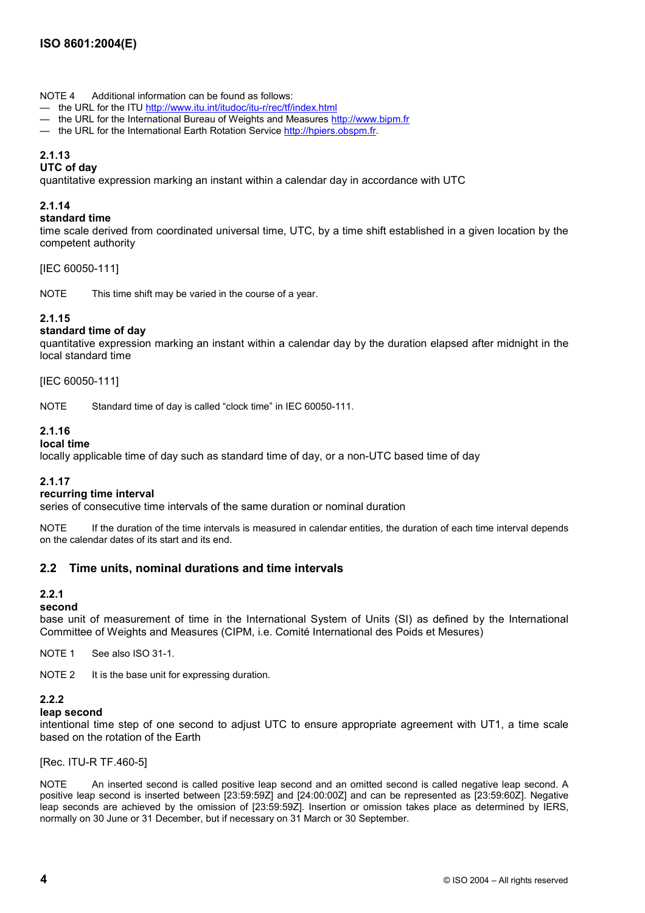NOTE 4 Additional information can be found as follows:

— the URL for the ITU http://www.itu.int/itudoc/itu-r/rec/tf/index.html
— the URL for the International Bureau of Weights and Measures http://www.bipm.fr
— the URL for the International Earth Rotation Service http://hpiers.obspm.fr.

**2.1.13**
**UTC of day**
quantitative expression marking an instant within a calendar day in accordance with UTC

**2.1.14**
**standard time**
time scale derived from coordinated universal time, UTC, by a time shift established in a given location by the competent authority

[IEC 60050-111]

NOTE This time shift may be varied in the course of a year.

**2.1.15**
**standard time of day**
quantitative expression marking an instant within a calendar day by the duration elapsed after midnight in the local standard time

[IEC 60050-111]

NOTE Standard time of day is called "clock time" in IEC 60050-111.

**2.1.16**
**local time**
locally applicable time of day such as standard time of day, or a non-UTC based time of day

**2.1.17**
**recurring time interval**
series of consecutive time intervals of the same duration or nominal duration

NOTE If the duration of the time intervals is measured in calendar entities, the duration of each time interval depends on the calendar dates of its start and its end.

## 2.2 Time units, nominal durations and time intervals

**2.2.1**
**second**
base unit of measurement of time in the International System of Units (SI) as defined by the International Committee of Weights and Measures (CIPM, i.e. Comité International des Poids et Mesures)

NOTE 1 See also ISO 31-1.

NOTE 2 It is the base unit for expressing duration.

**2.2.2**
**leap second**
intentional time step of one second to adjust UTC to ensure appropriate agreement with UT1, a time scale based on the rotation of the Earth

[Rec. ITU-R TF.460-5]

NOTE An inserted second is called positive leap second and an omitted second is called negative leap second. A positive leap second is inserted between [23:59:59Z] and [24:00:00Z] and can be represented as [23:59:60Z]. Negative leap seconds are achieved by the omission of [23:59:59Z]. Insertion or omission takes place as determined by IERS, normally on 30 June or 31 December, but if necessary on 31 March or 30 September.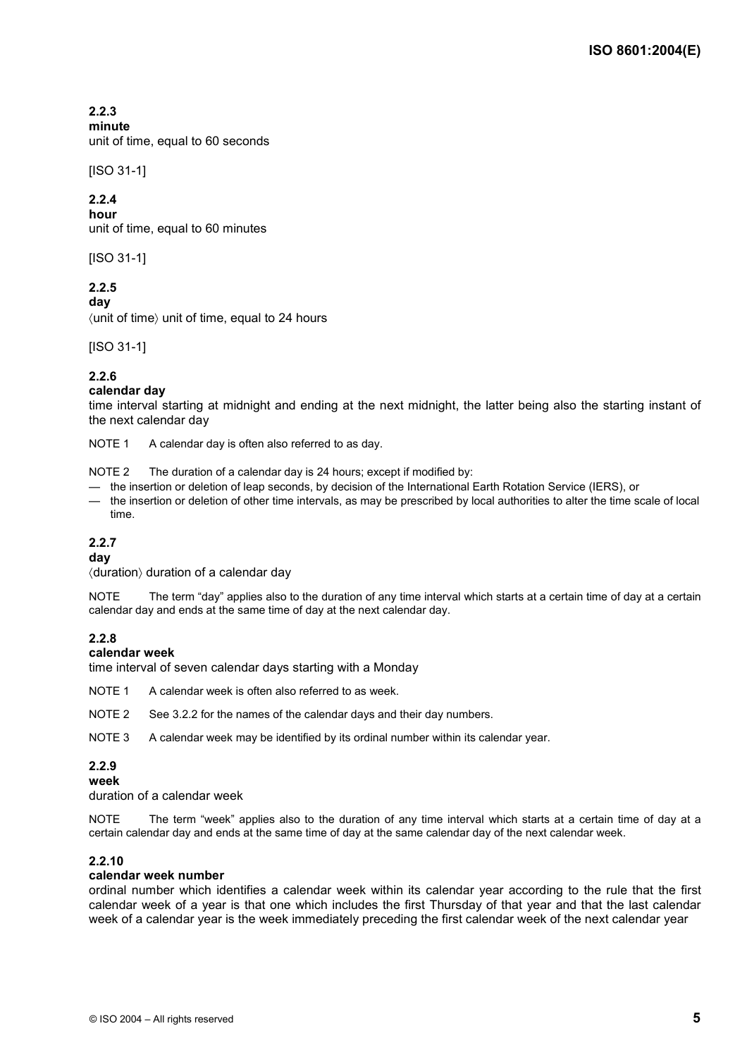**2.2.3**
**minute**
unit of time, equal to 60 seconds

[ISO 31-1]

**2.2.4**
**hour**
unit of time, equal to 60 minutes

[ISO 31-1]

**2.2.5**
**day**
⟨unit of time⟩ unit of time, equal to 24 hours

[ISO 31-1]

**2.2.6**
**calendar day**
time interval starting at midnight and ending at the next midnight, the latter being also the starting instant of the next calendar day

NOTE 1 A calendar day is often also referred to as day.

NOTE 2 The duration of a calendar day is 24 hours; except if modified by:

— the insertion or deletion of leap seconds, by decision of the International Earth Rotation Service (IERS), or
— the insertion or deletion of other time intervals, as may be prescribed by local authorities to alter the time scale of local time.

**2.2.7**
**day**
⟨duration⟩ duration of a calendar day

NOTE The term "day" applies also to the duration of any time interval which starts at a certain time of day at a certain calendar day and ends at the same time of day at the next calendar day.

**2.2.8**
**calendar week**
time interval of seven calendar days starting with a Monday

NOTE 1 A calendar week is often also referred to as week.

NOTE 2 See 3.2.2 for the names of the calendar days and their day numbers.

NOTE 3 A calendar week may be identified by its ordinal number within its calendar year.

**2.2.9**
**week**
duration of a calendar week

NOTE The term "week" applies also to the duration of any time interval which starts at a certain time of day at a certain calendar day and ends at the same time of day at the same calendar day of the next calendar week.

**2.2.10**
**calendar week number**
ordinal number which identifies a calendar week within its calendar year according to the rule that the first calendar week of a year is that one which includes the first Thursday of that year and that the last calendar week of a calendar year is the week immediately preceding the first calendar week of the next calendar year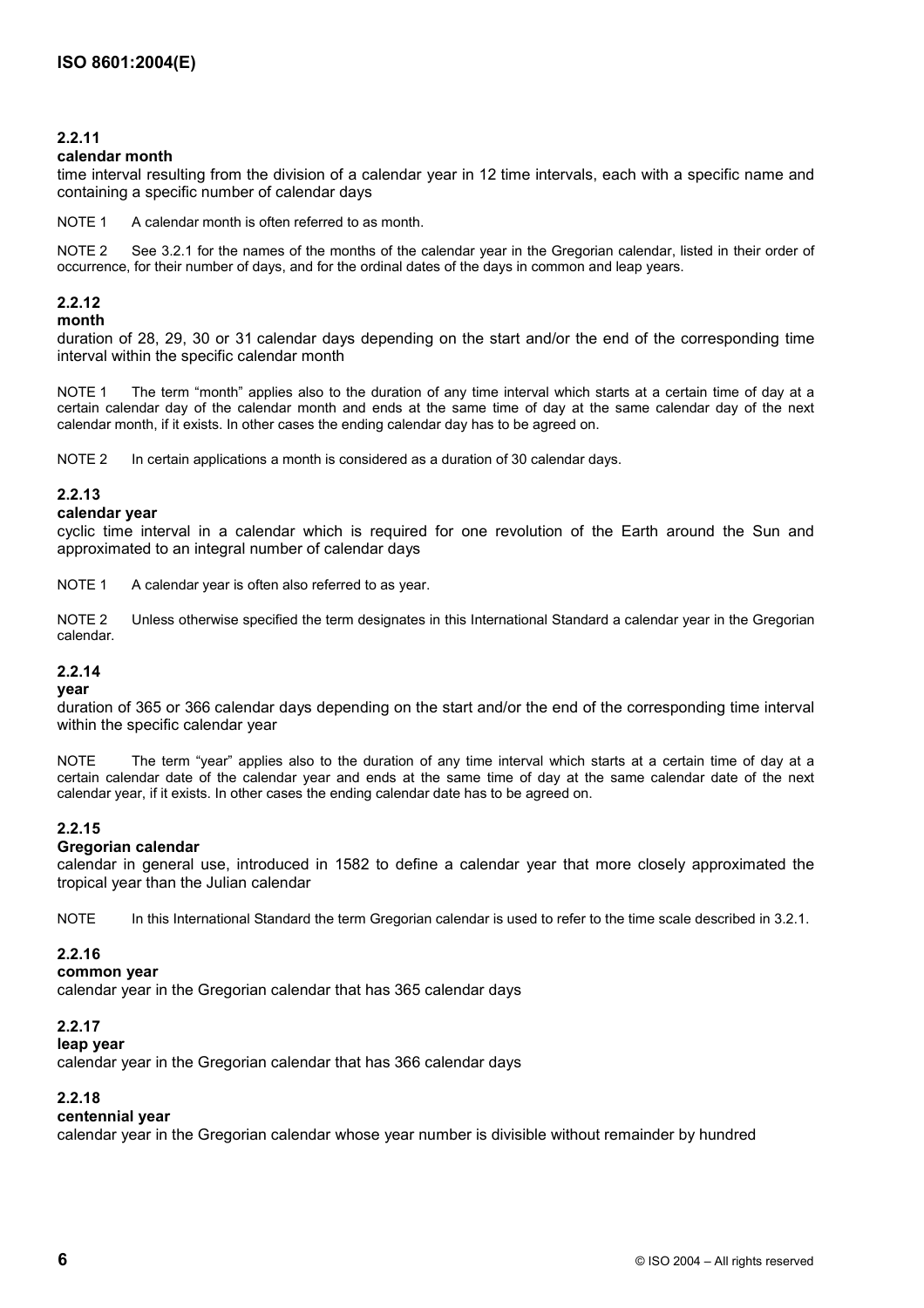### 2.2.11
**calendar month**

time interval resulting from the division of a calendar year in 12 time intervals, each with a specific name and containing a specific number of calendar days

NOTE 1 A calendar month is often referred to as month.

NOTE 2 See 3.2.1 for the names of the months of the calendar year in the Gregorian calendar, listed in their order of occurrence, for their number of days, and for the ordinal dates of the days in common and leap years.

### 2.2.12
**month**

duration of 28, 29, 30 or 31 calendar days depending on the start and/or the end of the corresponding time interval within the specific calendar month

NOTE 1 The term "month" applies also to the duration of any time interval which starts at a certain time of day at a certain calendar day of the calendar month and ends at the same time of day at the same calendar day of the next calendar month, if it exists. In other cases the ending calendar day has to be agreed on.

NOTE 2 In certain applications a month is considered as a duration of 30 calendar days.

### 2.2.13
**calendar year**

cyclic time interval in a calendar which is required for one revolution of the Earth around the Sun and approximated to an integral number of calendar days

NOTE 1 A calendar year is often also referred to as year.

NOTE 2 Unless otherwise specified the term designates in this International Standard a calendar year in the Gregorian calendar.

### 2.2.14
**year**

duration of 365 or 366 calendar days depending on the start and/or the end of the corresponding time interval within the specific calendar year

NOTE The term "year" applies also to the duration of any time interval which starts at a certain time of day at a certain calendar date of the calendar year and ends at the same time of day at the same calendar date of the next calendar year, if it exists. In other cases the ending calendar date has to be agreed on.

### 2.2.15
**Gregorian calendar**

calendar in general use, introduced in 1582 to define a calendar year that more closely approximated the tropical year than the Julian calendar

NOTE In this International Standard the term Gregorian calendar is used to refer to the time scale described in 3.2.1.

### 2.2.16
**common year**

calendar year in the Gregorian calendar that has 365 calendar days

### 2.2.17
**leap year**

calendar year in the Gregorian calendar that has 366 calendar days

### 2.2.18
**centennial year**

calendar year in the Gregorian calendar whose year number is divisible without remainder by hundred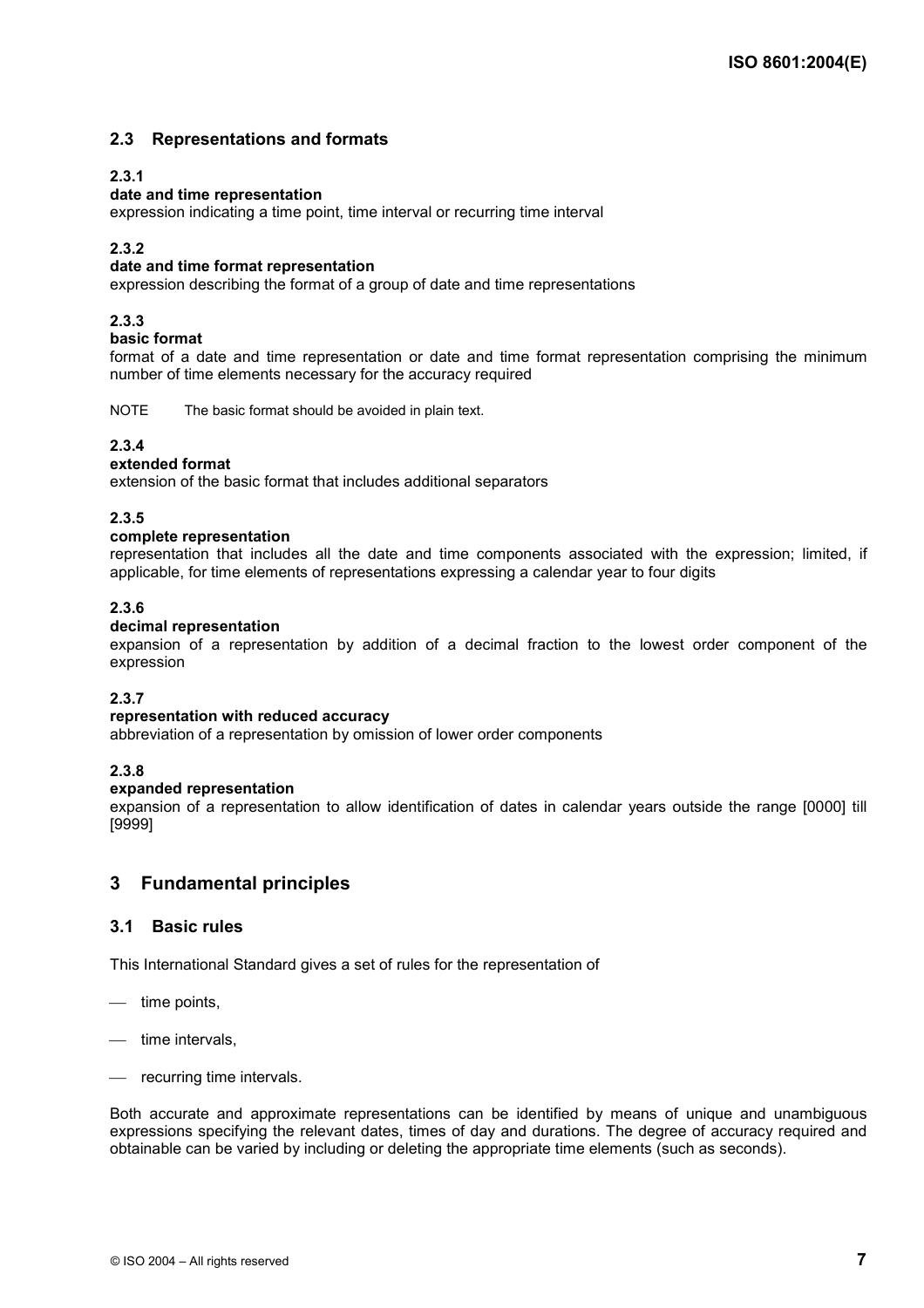## 2.3 Representations and formats

**2.3.1**

**date and time representation**

expression indicating a time point, time interval or recurring time interval

**2.3.2**

**date and time format representation**

expression describing the format of a group of date and time representations

**2.3.3**

**basic format**

format of a date and time representation or date and time format representation comprising the minimum number of time elements necessary for the accuracy required

NOTE The basic format should be avoided in plain text.

**2.3.4**

**extended format**

extension of the basic format that includes additional separators

**2.3.5**

**complete representation**

representation that includes all the date and time components associated with the expression; limited, if applicable, for time elements of representations expressing a calendar year to four digits

**2.3.6**

**decimal representation**

expansion of a representation by addition of a decimal fraction to the lowest order component of the expression

**2.3.7**

**representation with reduced accuracy**

abbreviation of a representation by omission of lower order components

**2.3.8**

**expanded representation**

expansion of a representation to allow identification of dates in calendar years outside the range [0000] till [9999]

# 3 Fundamental principles

## 3.1 Basic rules

This International Standard gives a set of rules for the representation of

- time points,
- time intervals,
- recurring time intervals.

Both accurate and approximate representations can be identified by means of unique and unambiguous expressions specifying the relevant dates, times of day and durations. The degree of accuracy required and obtainable can be varied by including or deleting the appropriate time elements (such as seconds).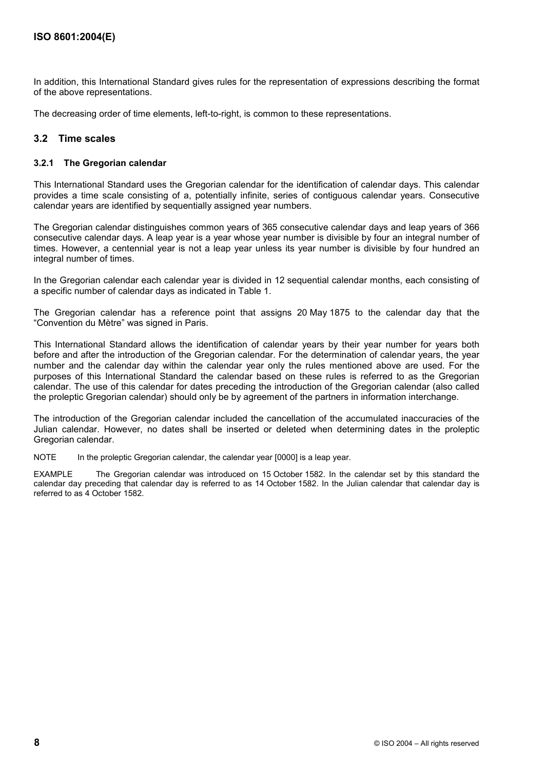In addition, this International Standard gives rules for the representation of expressions describing the format of the above representations.

The decreasing order of time elements, left-to-right, is common to these representations.

## 3.2 Time scales

### 3.2.1 The Gregorian calendar

This International Standard uses the Gregorian calendar for the identification of calendar days. This calendar provides a time scale consisting of a, potentially infinite, series of contiguous calendar years. Consecutive calendar years are identified by sequentially assigned year numbers.

The Gregorian calendar distinguishes common years of 365 consecutive calendar days and leap years of 366 consecutive calendar days. A leap year is a year whose year number is divisible by four an integral number of times. However, a centennial year is not a leap year unless its year number is divisible by four hundred an integral number of times.

In the Gregorian calendar each calendar year is divided in 12 sequential calendar months, each consisting of a specific number of calendar days as indicated in Table 1.

The Gregorian calendar has a reference point that assigns 20 May 1875 to the calendar day that the "Convention du Mètre" was signed in Paris.

This International Standard allows the identification of calendar years by their year number for years both before and after the introduction of the Gregorian calendar. For the determination of calendar years, the year number and the calendar day within the calendar year only the rules mentioned above are used. For the purposes of this International Standard the calendar based on these rules is referred to as the Gregorian calendar. The use of this calendar for dates preceding the introduction of the Gregorian calendar (also called the proleptic Gregorian calendar) should only be by agreement of the partners in information interchange.

The introduction of the Gregorian calendar included the cancellation of the accumulated inaccuracies of the Julian calendar. However, no dates shall be inserted or deleted when determining dates in the proleptic Gregorian calendar.

NOTE In the proleptic Gregorian calendar, the calendar year [0000] is a leap year.

EXAMPLE The Gregorian calendar was introduced on 15 October 1582. In the calendar set by this standard the calendar day preceding that calendar day is referred to as 14 October 1582. In the Julian calendar that calendar day is referred to as 4 October 1582.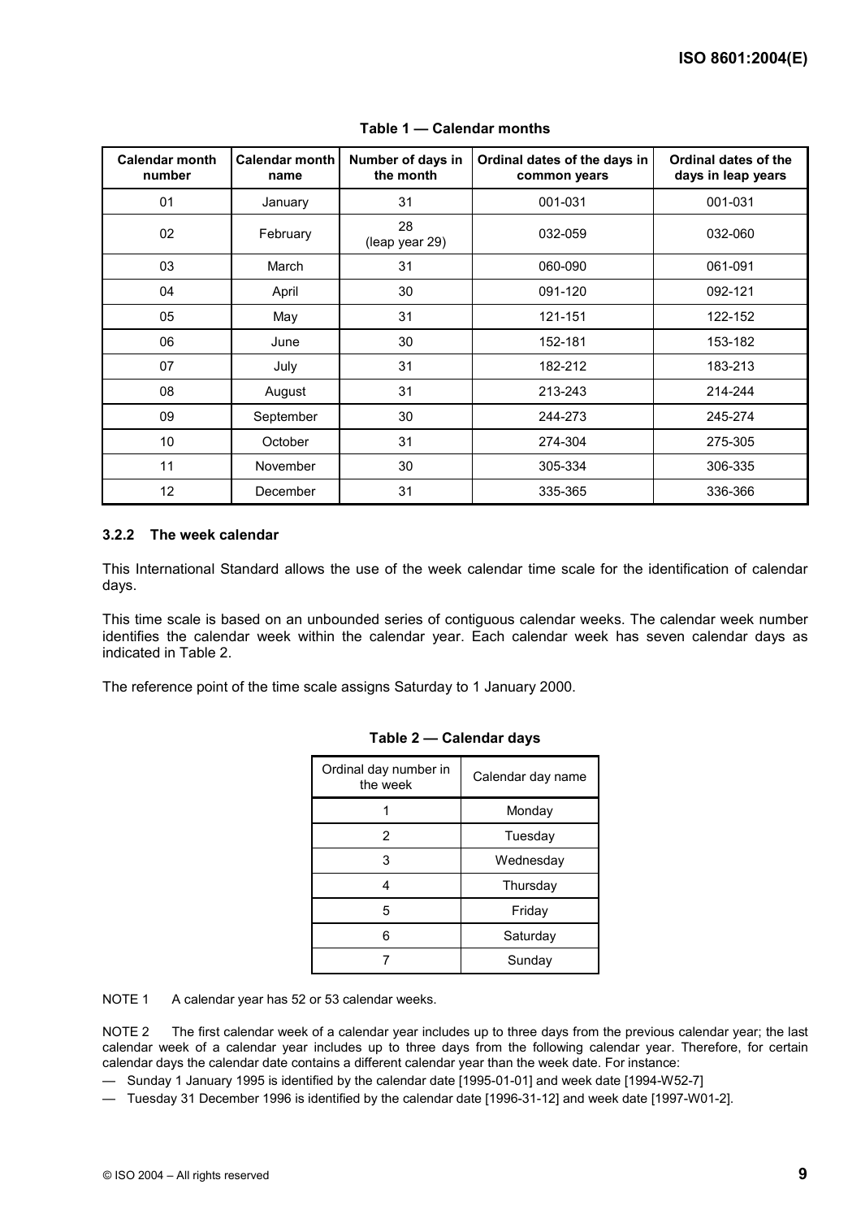**Table 1 — Calendar months**

| Calendar month number | Calendar month name | Number of days in the month | Ordinal dates of the days in common years | Ordinal dates of the days in leap years |
|---|---|---|---|---|
| 01 | January | 31 | 001-031 | 001-031 |
| 02 | February | 28 (leap year 29) | 032-059 | 032-060 |
| 03 | March | 31 | 060-090 | 061-091 |
| 04 | April | 30 | 091-120 | 092-121 |
| 05 | May | 31 | 121-151 | 122-152 |
| 06 | June | 30 | 152-181 | 153-182 |
| 07 | July | 31 | 182-212 | 183-213 |
| 08 | August | 31 | 213-243 | 214-244 |
| 09 | September | 30 | 244-273 | 245-274 |
| 10 | October | 31 | 274-304 | 275-305 |
| 11 | November | 30 | 305-334 | 306-335 |
| 12 | December | 31 | 335-365 | 336-366 |

### 3.2.2 The week calendar

This International Standard allows the use of the week calendar time scale for the identification of calendar days.

This time scale is based on an unbounded series of contiguous calendar weeks. The calendar week number identifies the calendar week within the calendar year. Each calendar week has seven calendar days as indicated in Table 2.

The reference point of the time scale assigns Saturday to 1 January 2000.

**Table 2 — Calendar days**

| Ordinal day number in the week | Calendar day name |
|---|---|
| 1 | Monday |
| 2 | Tuesday |
| 3 | Wednesday |
| 4 | Thursday |
| 5 | Friday |
| 6 | Saturday |
| 7 | Sunday |

NOTE 1 A calendar year has 52 or 53 calendar weeks.

NOTE 2 The first calendar week of a calendar year includes up to three days from the previous calendar year; the last calendar week of a calendar year includes up to three days from the following calendar year. Therefore, for certain calendar days the calendar date contains a different calendar year than the week date. For instance:

— Sunday 1 January 1995 is identified by the calendar date [1995-01-01] and week date [1994-W52-7]

— Tuesday 31 December 1996 is identified by the calendar date [1996-31-12] and week date [1997-W01-2].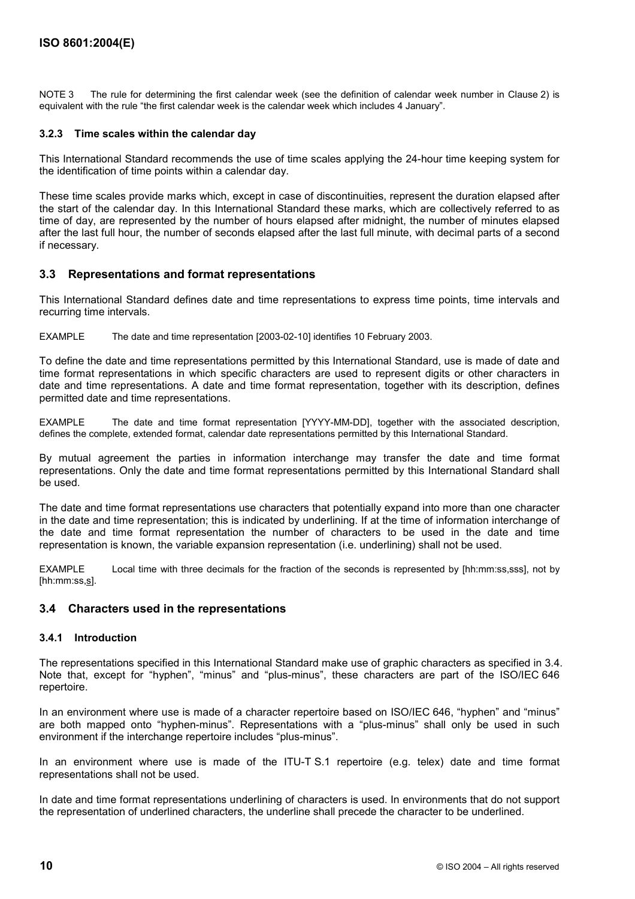NOTE 3 The rule for determining the first calendar week (see the definition of calendar week number in Clause 2) is equivalent with the rule "the first calendar week is the calendar week which includes 4 January".

#### 3.2.3 Time scales within the calendar day

This International Standard recommends the use of time scales applying the 24-hour time keeping system for the identification of time points within a calendar day.

These time scales provide marks which, except in case of discontinuities, represent the duration elapsed after the start of the calendar day. In this International Standard these marks, which are collectively referred to as time of day, are represented by the number of hours elapsed after midnight, the number of minutes elapsed after the last full hour, the number of seconds elapsed after the last full minute, with decimal parts of a second if necessary.

### 3.3 Representations and format representations

This International Standard defines date and time representations to express time points, time intervals and recurring time intervals.

EXAMPLE The date and time representation [2003-02-10] identifies 10 February 2003.

To define the date and time representations permitted by this International Standard, use is made of date and time format representations in which specific characters are used to represent digits or other characters in date and time representations. A date and time format representation, together with its description, defines permitted date and time representations.

EXAMPLE The date and time format representation [YYYY-MM-DD], together with the associated description, defines the complete, extended format, calendar date representations permitted by this International Standard.

By mutual agreement the parties in information interchange may transfer the date and time format representations. Only the date and time format representations permitted by this International Standard shall be used.

The date and time format representations use characters that potentially expand into more than one character in the date and time representation; this is indicated by underlining. If at the time of information interchange of the date and time format representation the number of characters to be used in the date and time representation is known, the variable expansion representation (i.e. underlining) shall not be used.

EXAMPLE Local time with three decimals for the fraction of the seconds is represented by [hh:mm:ss,sss], not by [hh:mm:ss,<u>s</u>].

### 3.4 Characters used in the representations

#### 3.4.1 Introduction

The representations specified in this International Standard make use of graphic characters as specified in 3.4. Note that, except for "hyphen", "minus" and "plus-minus", these characters are part of the ISO/IEC 646 repertoire.

In an environment where use is made of a character repertoire based on ISO/IEC 646, "hyphen" and "minus" are both mapped onto "hyphen-minus". Representations with a "plus-minus" shall only be used in such environment if the interchange repertoire includes "plus-minus".

In an environment where use is made of the ITU-T S.1 repertoire (e.g. telex) date and time format representations shall not be used.

In date and time format representations underlining of characters is used. In environments that do not support the representation of underlined characters, the underline shall precede the character to be underlined.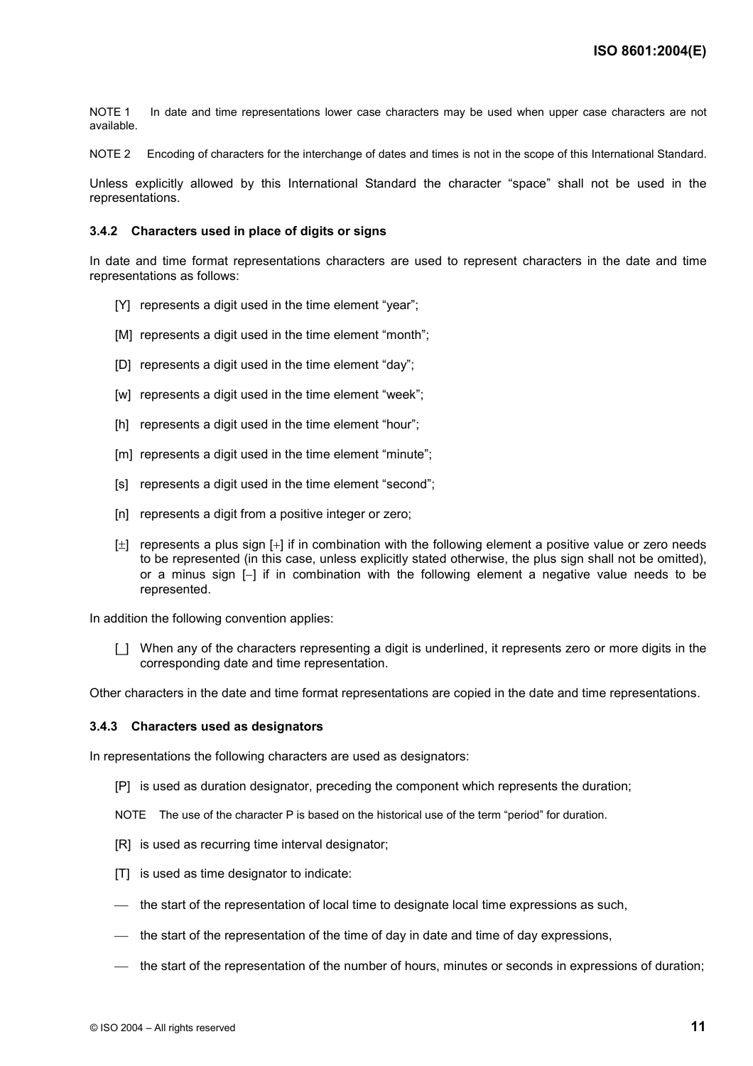NOTE 1 In date and time representations lower case characters may be used when upper case characters are not available.

NOTE 2 Encoding of characters for the interchange of dates and times is not in the scope of this International Standard.

Unless explicitly allowed by this International Standard the character "space" shall not be used in the representations.

### 3.4.2 Characters used in place of digits or signs

In date and time format representations characters are used to represent characters in the date and time representations as follows:

- [Y] represents a digit used in the time element "year";
- [M] represents a digit used in the time element "month";
- [D] represents a digit used in the time element "day";
- [w] represents a digit used in the time element "week";
- [h] represents a digit used in the time element "hour";
- [m] represents a digit used in the time element "minute";
- [s] represents a digit used in the time element "second";
- [n] represents a digit from a positive integer or zero;
- [±] represents a plus sign [+] if in combination with the following element a positive value or zero needs to be represented (in this case, unless explicitly stated otherwise, the plus sign shall not be omitted), or a minus sign [–] if in combination with the following element a negative value needs to be represented.

In addition the following convention applies:

- [_] When any of the characters representing a digit is underlined, it represents zero or more digits in the corresponding date and time representation.

Other characters in the date and time format representations are copied in the date and time representations.

### 3.4.3 Characters used as designators

In representations the following characters are used as designators:

- [P] is used as duration designator, preceding the component which represents the duration;

NOTE The use of the character P is based on the historical use of the term "period" for duration.

- [R] is used as recurring time interval designator;
- [T] is used as time designator to indicate:
  - the start of the representation of local time to designate local time expressions as such,
  - the start of the representation of the time of day in date and time of day expressions,
  - the start of the representation of the number of hours, minutes or seconds in expressions of duration;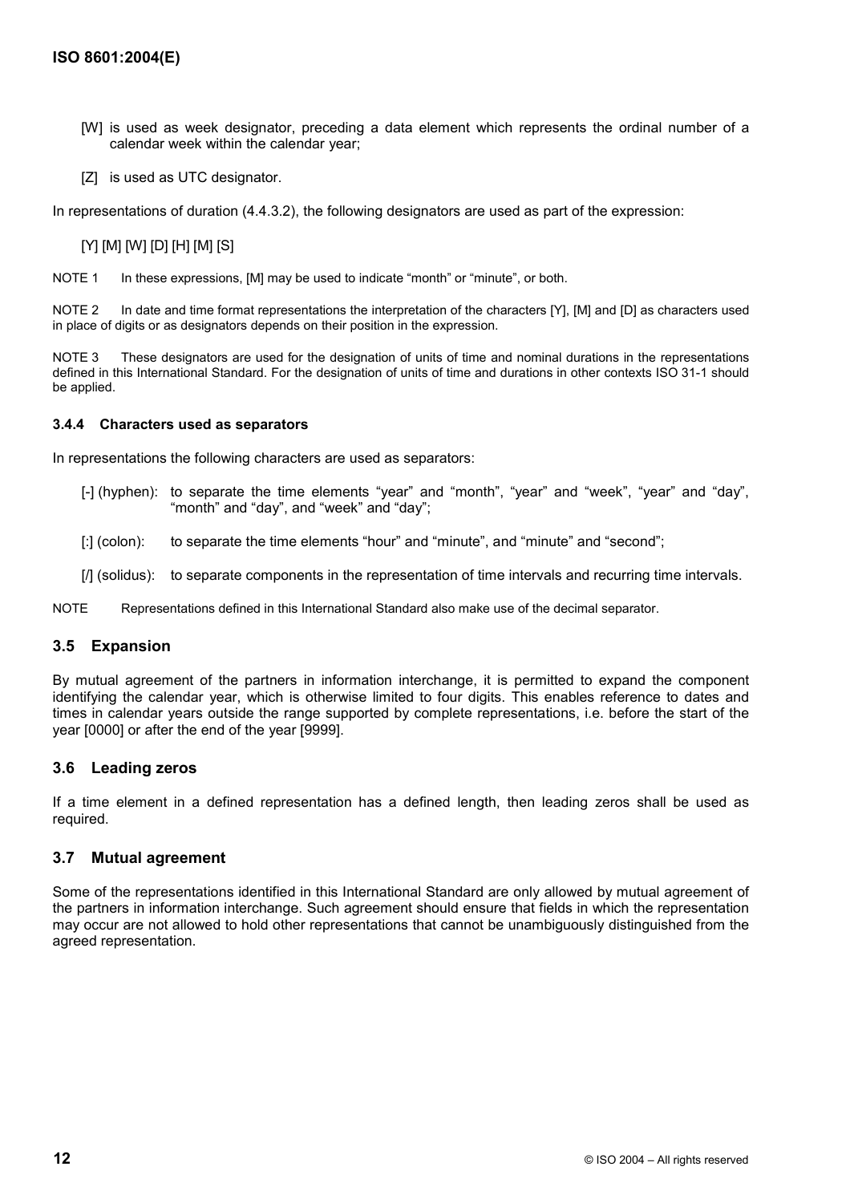[W] is used as week designator, preceding a data element which represents the ordinal number of a calendar week within the calendar year;

[Z] is used as UTC designator.

In representations of duration (4.4.3.2), the following designators are used as part of the expression:

[Y] [M] [W] [D] [H] [M] [S]

NOTE 1 In these expressions, [M] may be used to indicate "month" or "minute", or both.

NOTE 2 In date and time format representations the interpretation of the characters [Y], [M] and [D] as characters used in place of digits or as designators depends on their position in the expression.

NOTE 3 These designators are used for the designation of units of time and nominal durations in the representations defined in this International Standard. For the designation of units of time and durations in other contexts ISO 31-1 should be applied.

#### 3.4.4 Characters used as separators

In representations the following characters are used as separators:

[-] (hyphen): to separate the time elements "year" and "month", "year" and "week", "year" and "day", "month" and "day", and "week" and "day";

[:] (colon): to separate the time elements "hour" and "minute", and "minute" and "second";

[/] (solidus): to separate components in the representation of time intervals and recurring time intervals.

NOTE Representations defined in this International Standard also make use of the decimal separator.

### 3.5 Expansion

By mutual agreement of the partners in information interchange, it is permitted to expand the component identifying the calendar year, which is otherwise limited to four digits. This enables reference to dates and times in calendar years outside the range supported by complete representations, i.e. before the start of the year [0000] or after the end of the year [9999].

### 3.6 Leading zeros

If a time element in a defined representation has a defined length, then leading zeros shall be used as required.

### 3.7 Mutual agreement

Some of the representations identified in this International Standard are only allowed by mutual agreement of the partners in information interchange. Such agreement should ensure that fields in which the representation may occur are not allowed to hold other representations that cannot be unambiguously distinguished from the agreed representation.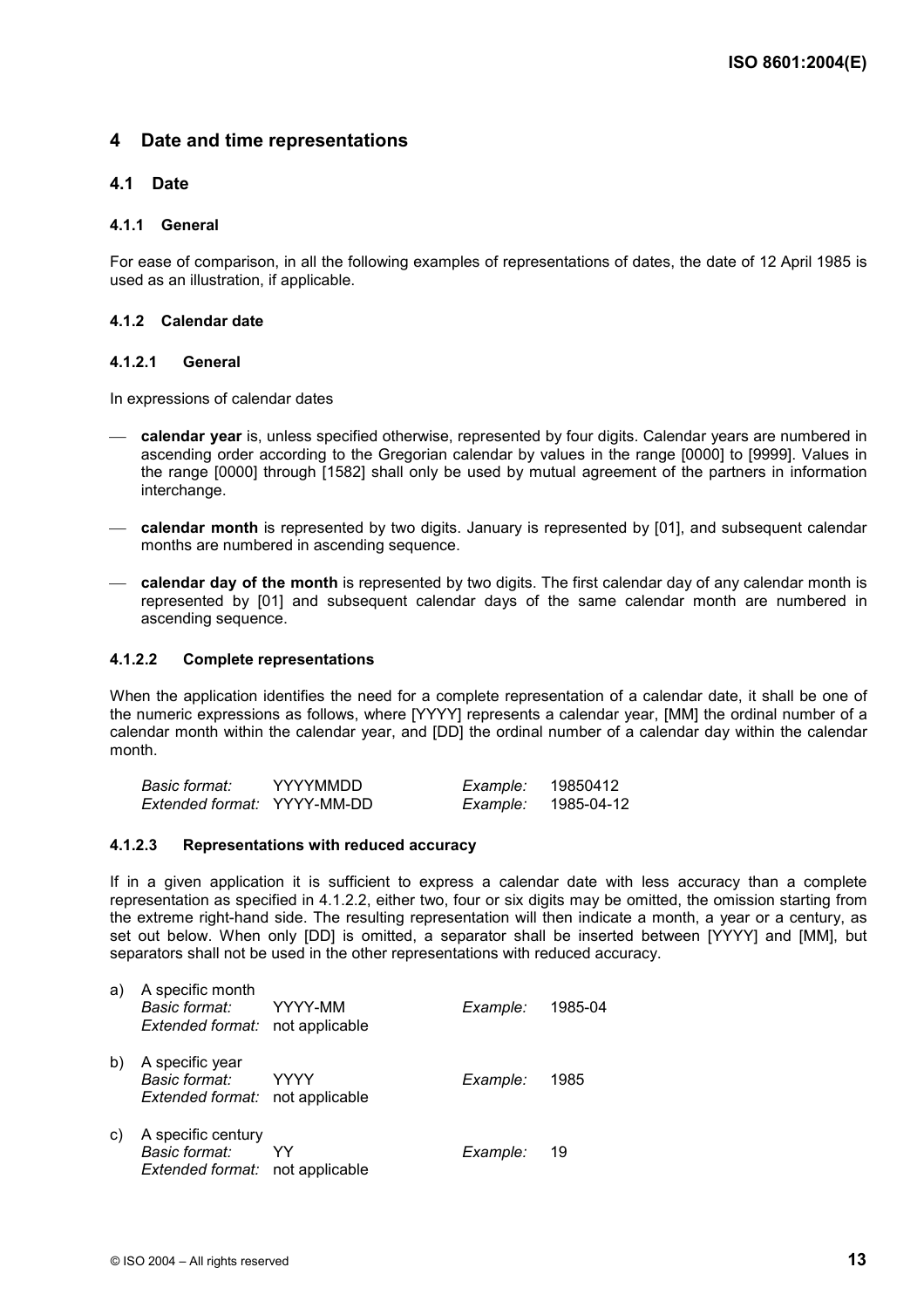# 4 Date and time representations

## 4.1 Date

### 4.1.1 General

For ease of comparison, in all the following examples of representations of dates, the date of 12 April 1985 is used as an illustration, if applicable.

### 4.1.2 Calendar date

#### 4.1.2.1 General

In expressions of calendar dates

- **calendar year** is, unless specified otherwise, represented by four digits. Calendar years are numbered in ascending order according to the Gregorian calendar by values in the range [0000] to [9999]. Values in the range [0000] through [1582] shall only be used by mutual agreement of the partners in information interchange.
- **calendar month** is represented by two digits. January is represented by [01], and subsequent calendar months are numbered in ascending sequence.
- **calendar day of the month** is represented by two digits. The first calendar day of any calendar month is represented by [01] and subsequent calendar days of the same calendar month are numbered in ascending sequence.

#### 4.1.2.2 Complete representations

When the application identifies the need for a complete representation of a calendar date, it shall be one of the numeric expressions as follows, where [YYYY] represents a calendar year, [MM] the ordinal number of a calendar month within the calendar year, and [DD] the ordinal number of a calendar day within the calendar month.

| | | | |
|---|---|---|---|
| *Basic format:* | YYYYMMDD | *Example:* | 19850412 |
| *Extended format:* | YYYY-MM-DD | *Example:* | 1985-04-12 |

#### 4.1.2.3 Representations with reduced accuracy

If in a given application it is sufficient to express a calendar date with less accuracy than a complete representation as specified in 4.1.2.2, either two, four or six digits may be omitted, the omission starting from the extreme right-hand side. The resulting representation will then indicate a month, a year or a century, as set out below. When only [DD] is omitted, a separator shall be inserted between [YYYY] and [MM], but separators shall not be used in the other representations with reduced accuracy.

a) A specific month

| | | | |
|---|---|---|---|
| *Basic format:* | YYYY-MM | *Example:* | 1985-04 |
| *Extended format:* | not applicable | | |

b) A specific year

| | | | |
|---|---|---|---|
| *Basic format:* | YYYY | *Example:* | 1985 |
| *Extended format:* | not applicable | | |

c) A specific century

| | | | |
|---|---|---|---|
| *Basic format:* | YY | *Example:* | 19 |
| *Extended format:* | not applicable | | |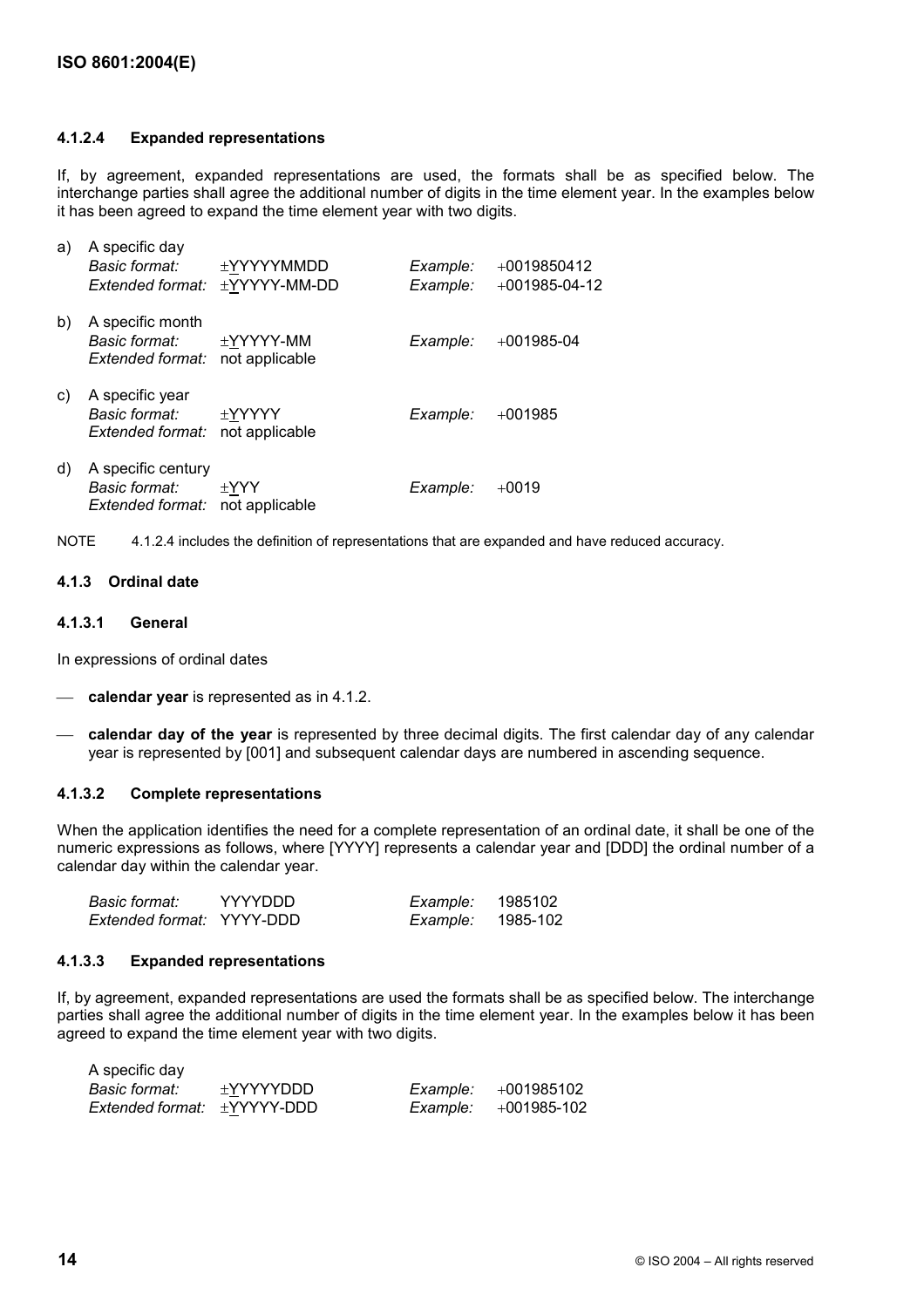#### 4.1.2.4 Expanded representations

If, by agreement, expanded representations are used, the formats shall be as specified below. The interchange parties shall agree the additional number of digits in the time element year. In the examples below it has been agreed to expand the time element year with two digits.

a) A specific day

| | | | |
|---|---|---|---|
| *Basic format:* | ±YYYYYMMDD | *Example:* | +0019850412 |
| *Extended format:* | ±YYYYY-MM-DD | *Example:* | +001985-04-12 |

b) A specific month

| | | | |
|---|---|---|---|
| *Basic format:* | ±YYYYY-MM | *Example:* | +001985-04 |
| *Extended format:* | not applicable | | |

c) A specific year

| | | | |
|---|---|---|---|
| *Basic format:* | ±YYYYY | *Example:* | +001985 |
| *Extended format:* | not applicable | | |

d) A specific century

| | | | |
|---|---|---|---|
| *Basic format:* | ±YYY | *Example:* | +0019 |
| *Extended format:* | not applicable | | |

NOTE 4.1.2.4 includes the definition of representations that are expanded and have reduced accuracy.

### 4.1.3 Ordinal date

#### 4.1.3.1 General

In expressions of ordinal dates

— **calendar year** is represented as in 4.1.2.

— **calendar day of the year** is represented by three decimal digits. The first calendar day of any calendar year is represented by [001] and subsequent calendar days are numbered in ascending sequence.

#### 4.1.3.2 Complete representations

When the application identifies the need for a complete representation of an ordinal date, it shall be one of the numeric expressions as follows, where [YYYY] represents a calendar year and [DDD] the ordinal number of a calendar day within the calendar year.

| | | | |
|---|---|---|---|
| *Basic format:* | YYYYDDD | *Example:* | 1985102 |
| *Extended format:* | YYYY-DDD | *Example:* | 1985-102 |

#### 4.1.3.3 Expanded representations

If, by agreement, expanded representations are used the formats shall be as specified below. The interchange parties shall agree the additional number of digits in the time element year. In the examples below it has been agreed to expand the time element year with two digits.

A specific day

| | | | |
|---|---|---|---|
| *Basic format:* | ±YYYYYDDD | *Example:* | +001985102 |
| *Extended format:* | ±YYYYY-DDD | *Example:* | +001985-102 |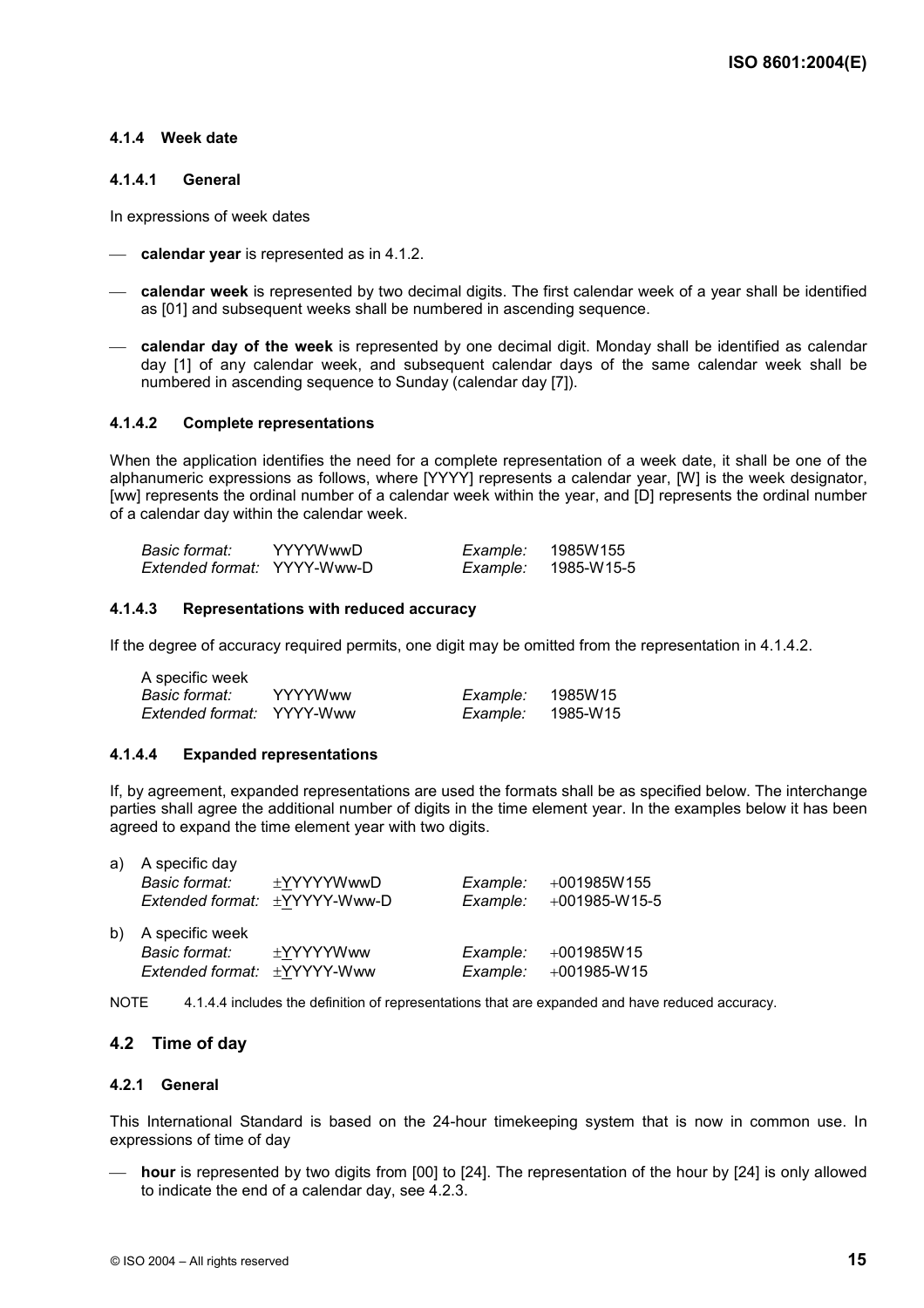#### 4.1.4 Week date

##### 4.1.4.1 General

In expressions of week dates

- **calendar year** is represented as in 4.1.2.
- **calendar week** is represented by two decimal digits. The first calendar week of a year shall be identified as [01] and subsequent weeks shall be numbered in ascending sequence.
- **calendar day of the week** is represented by one decimal digit. Monday shall be identified as calendar day [1] of any calendar week, and subsequent calendar days of the same calendar week shall be numbered in ascending sequence to Sunday (calendar day [7]).

##### 4.1.4.2 Complete representations

When the application identifies the need for a complete representation of a week date, it shall be one of the alphanumeric expressions as follows, where [YYYY] represents a calendar year, [W] is the week designator, [ww] represents the ordinal number of a calendar week within the year, and [D] represents the ordinal number of a calendar day within the calendar week.

| | | | |
|---|---|---|---|
| *Basic format:* | YYYYWwwD | *Example:* | 1985W155 |
| *Extended format:* | YYYY-Www-D | *Example:* | 1985-W15-5 |

##### 4.1.4.3 Representations with reduced accuracy

If the degree of accuracy required permits, one digit may be omitted from the representation in 4.1.4.2.

A specific week

| | | | |
|---|---|---|---|
| *Basic format:* | YYYYWww | *Example:* | 1985W15 |
| *Extended format:* | YYYY-Www | *Example:* | 1985-W15 |

##### 4.1.4.4 Expanded representations

If, by agreement, expanded representations are used the formats shall be as specified below. The interchange parties shall agree the additional number of digits in the time element year. In the examples below it has been agreed to expand the time element year with two digits.

a) A specific day

| | | | |
|---|---|---|---|
| *Basic format:* | ±YYYYYYWwwD | *Example:* | +001985W155 |
| *Extended format:* | ±YYYYYY-Www-D | *Example:* | +001985-W15-5 |

b) A specific week

| | | | |
|---|---|---|---|
| *Basic format:* | ±YYYYYYWww | *Example:* | +001985W15 |
| *Extended format:* | ±YYYYYY-Www | *Example:* | +001985-W15 |

NOTE 4.1.4.4 includes the definition of representations that are expanded and have reduced accuracy.

### 4.2 Time of day

#### 4.2.1 General

This International Standard is based on the 24-hour timekeeping system that is now in common use. In expressions of time of day

- **hour** is represented by two digits from [00] to [24]. The representation of the hour by [24] is only allowed to indicate the end of a calendar day, see 4.2.3.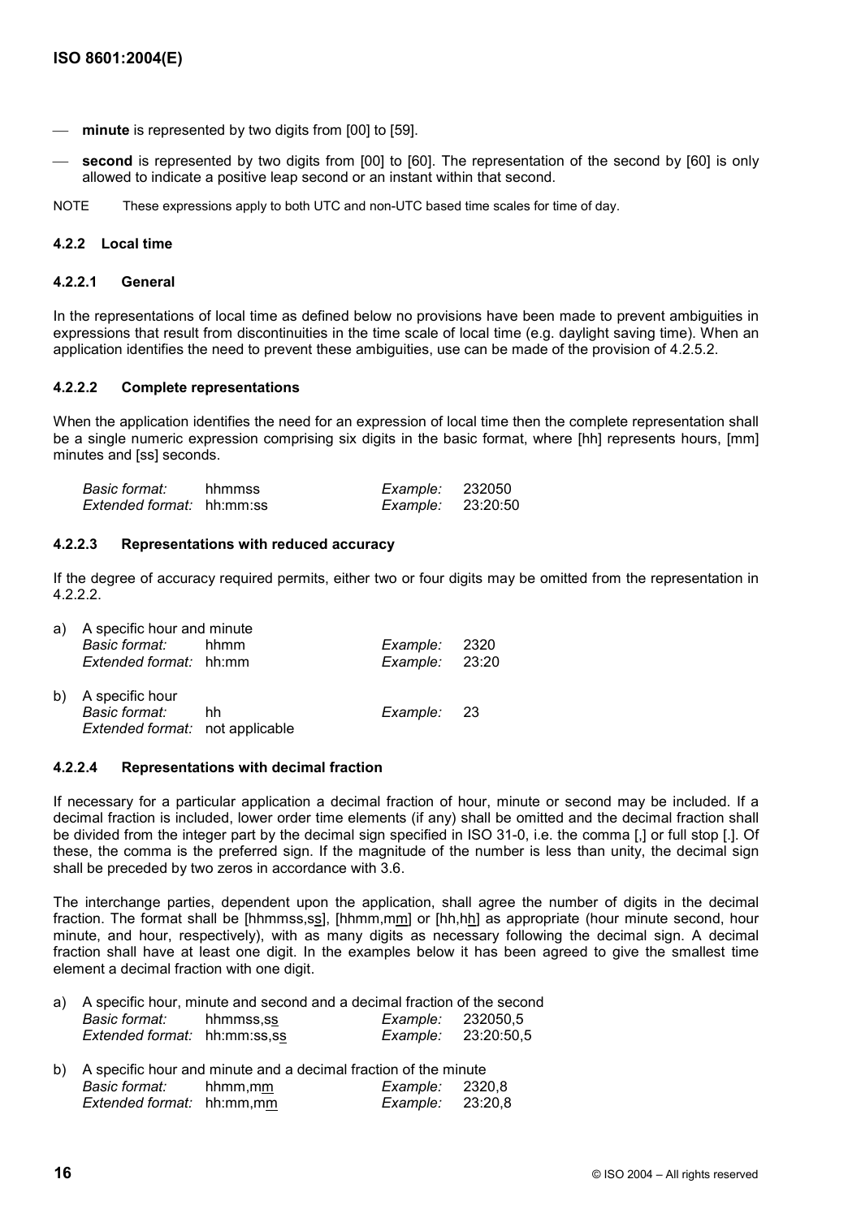— **minute** is represented by two digits from [00] to [59].

— **second** is represented by two digits from [00] to [60]. The representation of the second by [60] is only allowed to indicate a positive leap second or an instant within that second.

NOTE These expressions apply to both UTC and non-UTC based time scales for time of day.

#### 4.2.2 Local time

##### 4.2.2.1 General

In the representations of local time as defined below no provisions have been made to prevent ambiguities in expressions that result from discontinuities in the time scale of local time (e.g. daylight saving time). When an application identifies the need to prevent these ambiguities, use can be made of the provision of 4.2.5.2.

##### 4.2.2.2 Complete representations

When the application identifies the need for an expression of local time then the complete representation shall be a single numeric expression comprising six digits in the basic format, where [hh] represents hours, [mm] minutes and [ss] seconds.

| | | | |
|---|---|---|---|
| *Basic format:* | hhmmss | *Example:* | 232050 |
| *Extended format:* | hh:mm:ss | *Example:* | 23:20:50 |

##### 4.2.2.3 Representations with reduced accuracy

If the degree of accuracy required permits, either two or four digits may be omitted from the representation in 4.2.2.2.

a) A specific hour and minute

| | | | |
|---|---|---|---|
| *Basic format:* | hhmm | *Example:* | 2320 |
| *Extended format:* | hh:mm | *Example:* | 23:20 |

b) A specific hour

| | | | |
|---|---|---|---|
| *Basic format:* | hh | *Example:* | 23 |
| *Extended format:* | not applicable | | |

##### 4.2.2.4 Representations with decimal fraction

If necessary for a particular application a decimal fraction of hour, minute or second may be included. If a decimal fraction is included, lower order time elements (if any) shall be omitted and the decimal fraction shall be divided from the integer part by the decimal sign specified in ISO 31-0, i.e. the comma [,] or full stop [.]. Of these, the comma is the preferred sign. If the magnitude of the number is less than unity, the decimal sign shall be preceded by two zeros in accordance with 3.6.

The interchange parties, dependent upon the application, shall agree the number of digits in the decimal fraction. The format shall be [hhmmss,s<u>s</u>], [hhmm,m<u>m</u>] or [hh,h<u>h</u>] as appropriate (hour minute second, hour minute, and hour, respectively), with as many digits as necessary following the decimal sign. A decimal fraction shall have at least one digit. In the examples below it has been agreed to give the smallest time element a decimal fraction with one digit.

a) A specific hour, minute and second and a decimal fraction of the second

| | | | |
|---|---|---|---|
| *Basic format:* | hhmmss,s<u>s</u> | *Example:* | 232050,5 |
| *Extended format:* | hh:mm:ss,s<u>s</u> | *Example:* | 23:20:50,5 |

b) A specific hour and minute and a decimal fraction of the minute

| | | | |
|---|---|---|---|
| *Basic format:* | hhmm,m<u>m</u> | *Example:* | 2320,8 |
| *Extended format:* | hh:mm,m<u>m</u> | *Example:* | 23:20,8 |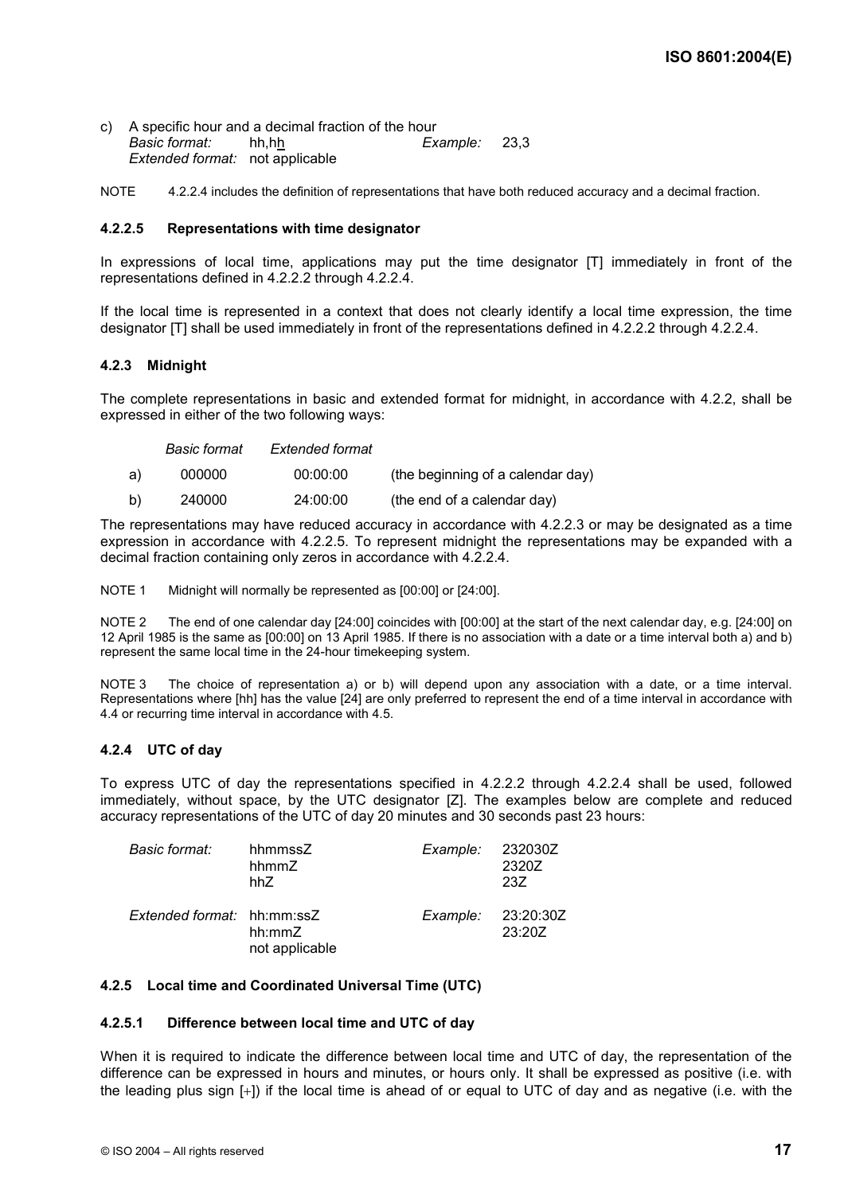c) A specific hour and a decimal fraction of the hour

*Basic format:* hh,hh *Example:* 23,3

*Extended format:* not applicable

NOTE 4.2.2.4 includes the definition of representations that have both reduced accuracy and a decimal fraction.

#### 4.2.2.5 Representations with time designator

In expressions of local time, applications may put the time designator [T] immediately in front of the representations defined in 4.2.2.2 through 4.2.2.4.

If the local time is represented in a context that does not clearly identify a local time expression, the time designator [T] shall be used immediately in front of the representations defined in 4.2.2.2 through 4.2.2.4.

### 4.2.3 Midnight

The complete representations in basic and extended format for midnight, in accordance with 4.2.2, shall be expressed in either of the two following ways:

| | *Basic format* | *Extended format* | |
|---|---|---|---|
| a) | 000000 | 00:00:00 | (the beginning of a calendar day) |
| b) | 240000 | 24:00:00 | (the end of a calendar day) |

The representations may have reduced accuracy in accordance with 4.2.2.3 or may be designated as a time expression in accordance with 4.2.2.5. To represent midnight the representations may be expanded with a decimal fraction containing only zeros in accordance with 4.2.2.4.

NOTE 1 Midnight will normally be represented as [00:00] or [24:00].

NOTE 2 The end of one calendar day [24:00] coincides with [00:00] at the start of the next calendar day, e.g. [24:00] on 12 April 1985 is the same as [00:00] on 13 April 1985. If there is no association with a date or a time interval both a) and b) represent the same local time in the 24-hour timekeeping system.

NOTE 3 The choice of representation a) or b) will depend upon any association with a date, or a time interval. Representations where [hh] has the value [24] are only preferred to represent the end of a time interval in accordance with 4.4 or recurring time interval in accordance with 4.5.

### 4.2.4 UTC of day

To express UTC of day the representations specified in 4.2.2.2 through 4.2.2.4 shall be used, followed immediately, without space, by the UTC designator [Z]. The examples below are complete and reduced accuracy representations of the UTC of day 20 minutes and 30 seconds past 23 hours:

| | | | |
|---|---|---|---|
| *Basic format:* | hhmmssZ | *Example:* | 232030Z |
| | hhmmZ | | 2320Z |
| | hhZ | | 23Z |
| *Extended format:* | hh:mm:ssZ | *Example:* | 23:20:30Z |
| | hh:mmZ | | 23:20Z |
| | not applicable | | |

### 4.2.5 Local time and Coordinated Universal Time (UTC)

#### 4.2.5.1 Difference between local time and UTC of day

When it is required to indicate the difference between local time and UTC of day, the representation of the difference can be expressed in hours and minutes, or hours only. It shall be expressed as positive (i.e. with the leading plus sign [+]) if the local time is ahead of or equal to UTC of day and as negative (i.e. with the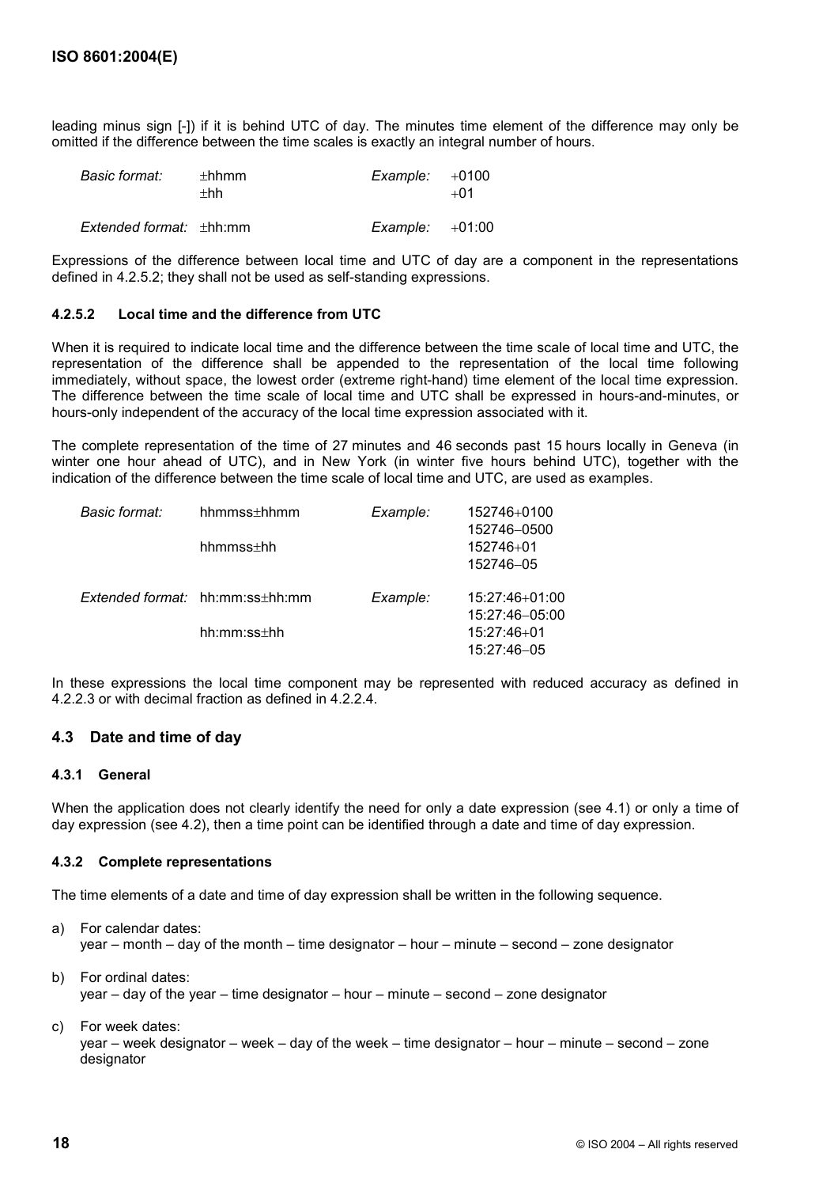leading minus sign [-]) if it is behind UTC of day. The minutes time element of the difference may only be omitted if the difference between the time scales is exactly an integral number of hours.

| | | | |
|---|---|---|---|
| *Basic format:* | ±hhmm | *Example:* | +0100 |
| | ±hh | | +01 |
| *Extended format:* | ±hh:mm | *Example:* | +01:00 |

Expressions of the difference between local time and UTC of day are a component in the representations defined in 4.2.5.2; they shall not be used as self-standing expressions.

#### 4.2.5.2 Local time and the difference from UTC

When it is required to indicate local time and the difference between the time scale of local time and UTC, the representation of the difference shall be appended to the representation of the local time following immediately, without space, the lowest order (extreme right-hand) time element of the local time expression. The difference between the time scale of local time and UTC shall be expressed in hours-and-minutes, or hours-only independent of the accuracy of the local time expression associated with it.

The complete representation of the time of 27 minutes and 46 seconds past 15 hours locally in Geneva (in winter one hour ahead of UTC), and in New York (in winter five hours behind UTC), together with the indication of the difference between the time scale of local time and UTC, are used as examples.

| | | | |
|---|---|---|---|
| *Basic format:* | hhmmss±hhmm | *Example:* | 152746+0100 |
| | | | 152746−0500 |
| | hhmmss±hh | | 152746+01 |
| | | | 152746−05 |
| *Extended format:* | hh:mm:ss±hh:mm | *Example:* | 15:27:46+01:00 |
| | | | 15:27:46−05:00 |
| | hh:mm:ss±hh | | 15:27:46+01 |
| | | | 15:27:46−05 |

In these expressions the local time component may be represented with reduced accuracy as defined in 4.2.2.3 or with decimal fraction as defined in 4.2.2.4.

## 4.3 Date and time of day

### 4.3.1 General

When the application does not clearly identify the need for only a date expression (see 4.1) or only a time of day expression (see 4.2), then a time point can be identified through a date and time of day expression.

### 4.3.2 Complete representations

The time elements of a date and time of day expression shall be written in the following sequence.

a) For calendar dates:
year – month – day of the month – time designator – hour – minute – second – zone designator

b) For ordinal dates:
year – day of the year – time designator – hour – minute – second – zone designator

c) For week dates:
year – week designator – week – day of the week – time designator – hour – minute – second – zone designator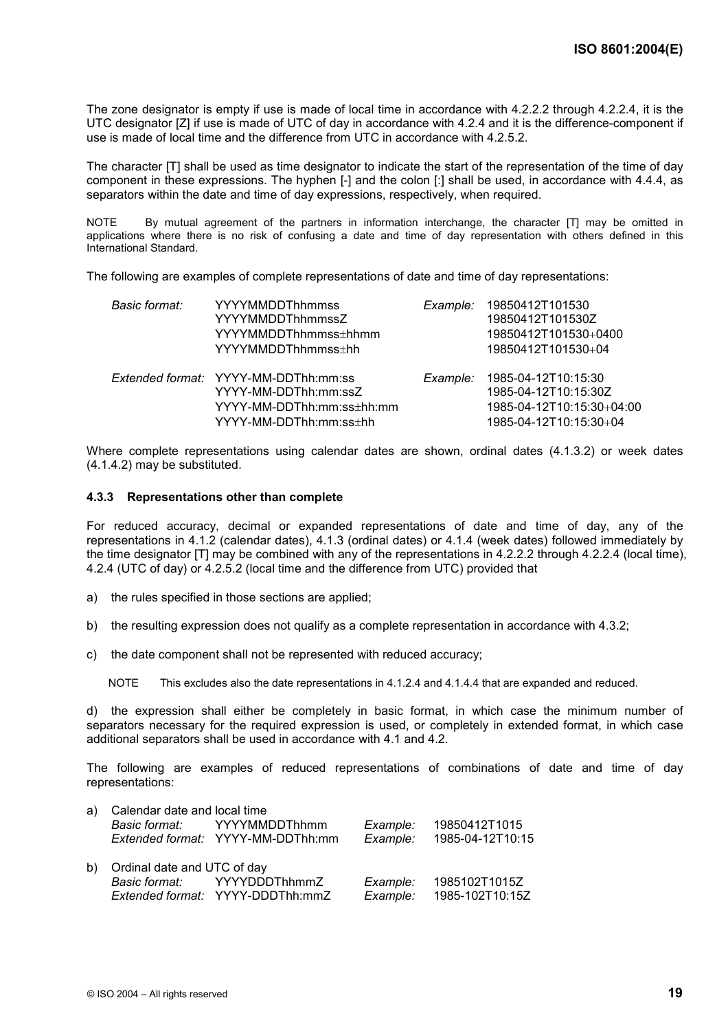The zone designator is empty if use is made of local time in accordance with 4.2.2.2 through 4.2.2.4, it is the UTC designator [Z] if use is made of UTC of day in accordance with 4.2.4 and it is the difference-component if use is made of local time and the difference from UTC in accordance with 4.2.5.2.

The character [T] shall be used as time designator to indicate the start of the representation of the time of day component in these expressions. The hyphen [-] and the colon [:] shall be used, in accordance with 4.4.4, as separators within the date and time of day expressions, respectively, when required.

NOTE By mutual agreement of the partners in information interchange, the character [T] may be omitted in applications where there is no risk of confusing a date and time of day representation with others defined in this International Standard.

The following are examples of complete representations of date and time of day representations:

| | | | |
|---|---|---|---|
| *Basic format:* | YYYYMMDDThhmmss | *Example:* | 19850412T101530 |
| | YYYYMMDDThhmmssZ | | 19850412T101530Z |
| | YYYYMMDDThhmmss±hhmm | | 19850412T101530+0400 |
| | YYYYMMDDThhmmss±hh | | 19850412T101530+04 |
| *Extended format:* | YYYY-MM-DDThh:mm:ss | *Example:* | 1985-04-12T10:15:30 |
| | YYYY-MM-DDThh:mm:ssZ | | 1985-04-12T10:15:30Z |
| | YYYY-MM-DDThh:mm:ss±hh:mm | | 1985-04-12T10:15:30+04:00 |
| | YYYY-MM-DDThh:mm:ss±hh | | 1985-04-12T10:15:30+04 |

Where complete representations using calendar dates are shown, ordinal dates (4.1.3.2) or week dates (4.1.4.2) may be substituted.

### 4.3.3 Representations other than complete

For reduced accuracy, decimal or expanded representations of date and time of day, any of the representations in 4.1.2 (calendar dates), 4.1.3 (ordinal dates) or 4.1.4 (week dates) followed immediately by the time designator [T] may be combined with any of the representations in 4.2.2.2 through 4.2.2.4 (local time), 4.2.4 (UTC of day) or 4.2.5.2 (local time and the difference from UTC) provided that

a) the rules specified in those sections are applied;

b) the resulting expression does not qualify as a complete representation in accordance with 4.3.2;

c) the date component shall not be represented with reduced accuracy;

NOTE This excludes also the date representations in 4.1.2.4 and 4.1.4.4 that are expanded and reduced.

d) the expression shall either be completely in basic format, in which case the minimum number of separators necessary for the required expression is used, or completely in extended format, in which case additional separators shall be used in accordance with 4.1 and 4.2.

The following are examples of reduced representations of combinations of date and time of day representations:

a) Calendar date and local time

| | | | |
|---|---|---|---|
| *Basic format:* | YYYYMMDDThhmm | *Example:* | 19850412T1015 |
| *Extended format:* | YYYY-MM-DDThh:mm | *Example:* | 1985-04-12T10:15 |

b) Ordinal date and UTC of day

| | | | |
|---|---|---|---|
| *Basic format:* | YYYYDDDThhmmZ | *Example:* | 1985102T1015Z |
| *Extended format:* | YYYY-DDDThh:mmZ | *Example:* | 1985-102T10:15Z |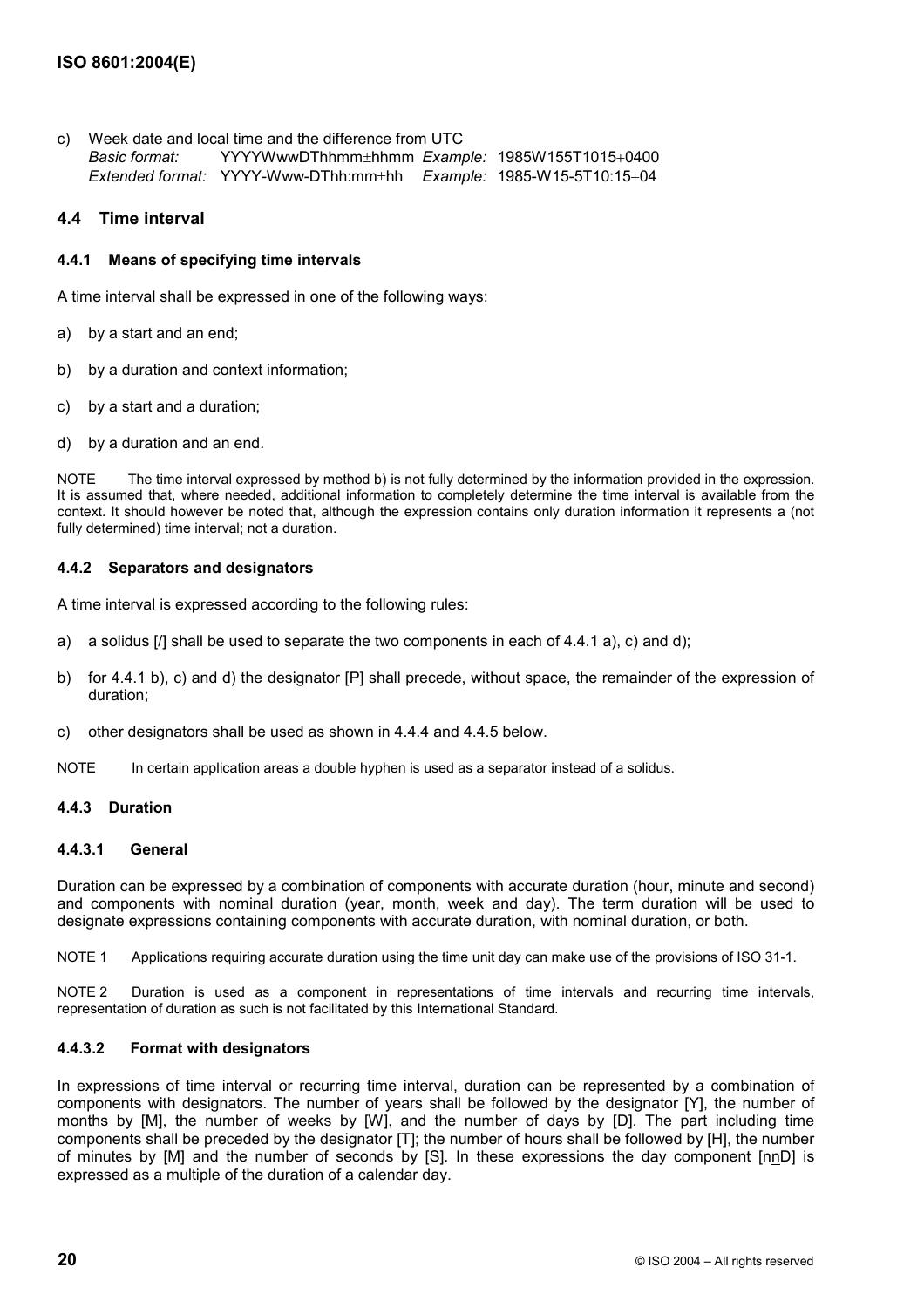c) Week date and local time and the difference from UTC
   *Basic format:* YYYYWwwDThhmm±hhmm *Example:* 1985W155T1015+0400
   *Extended format:* YYYY-Www-DThh:mm±hh *Example:* 1985-W15-5T10:15+04

## 4.4 Time interval

### 4.4.1 Means of specifying time intervals

A time interval shall be expressed in one of the following ways:

a) by a start and an end;

b) by a duration and context information;

c) by a start and a duration;

d) by a duration and an end.

NOTE The time interval expressed by method b) is not fully determined by the information provided in the expression. It is assumed that, where needed, additional information to completely determine the time interval is available from the context. It should however be noted that, although the expression contains only duration information it represents a (not fully determined) time interval; not a duration.

### 4.4.2 Separators and designators

A time interval is expressed according to the following rules:

a) a solidus [/] shall be used to separate the two components in each of 4.4.1 a), c) and d);

b) for 4.4.1 b), c) and d) the designator [P] shall precede, without space, the remainder of the expression of duration;

c) other designators shall be used as shown in 4.4.4 and 4.4.5 below.

NOTE In certain application areas a double hyphen is used as a separator instead of a solidus.

### 4.4.3 Duration

#### 4.4.3.1 General

Duration can be expressed by a combination of components with accurate duration (hour, minute and second) and components with nominal duration (year, month, week and day). The term duration will be used to designate expressions containing components with accurate duration, with nominal duration, or both.

NOTE 1 Applications requiring accurate duration using the time unit day can make use of the provisions of ISO 31-1.

NOTE 2 Duration is used as a component in representations of time intervals and recurring time intervals, representation of duration as such is not facilitated by this International Standard.

#### 4.4.3.2 Format with designators

In expressions of time interval or recurring time interval, duration can be represented by a combination of components with designators. The number of years shall be followed by the designator [Y], the number of months by [M], the number of weeks by [W], and the number of days by [D]. The part including time components shall be preceded by the designator [T]; the number of hours shall be followed by [H], the number of minutes by [M] and the number of seconds by [S]. In these expressions the day component [nnD] is expressed as a multiple of the duration of a calendar day.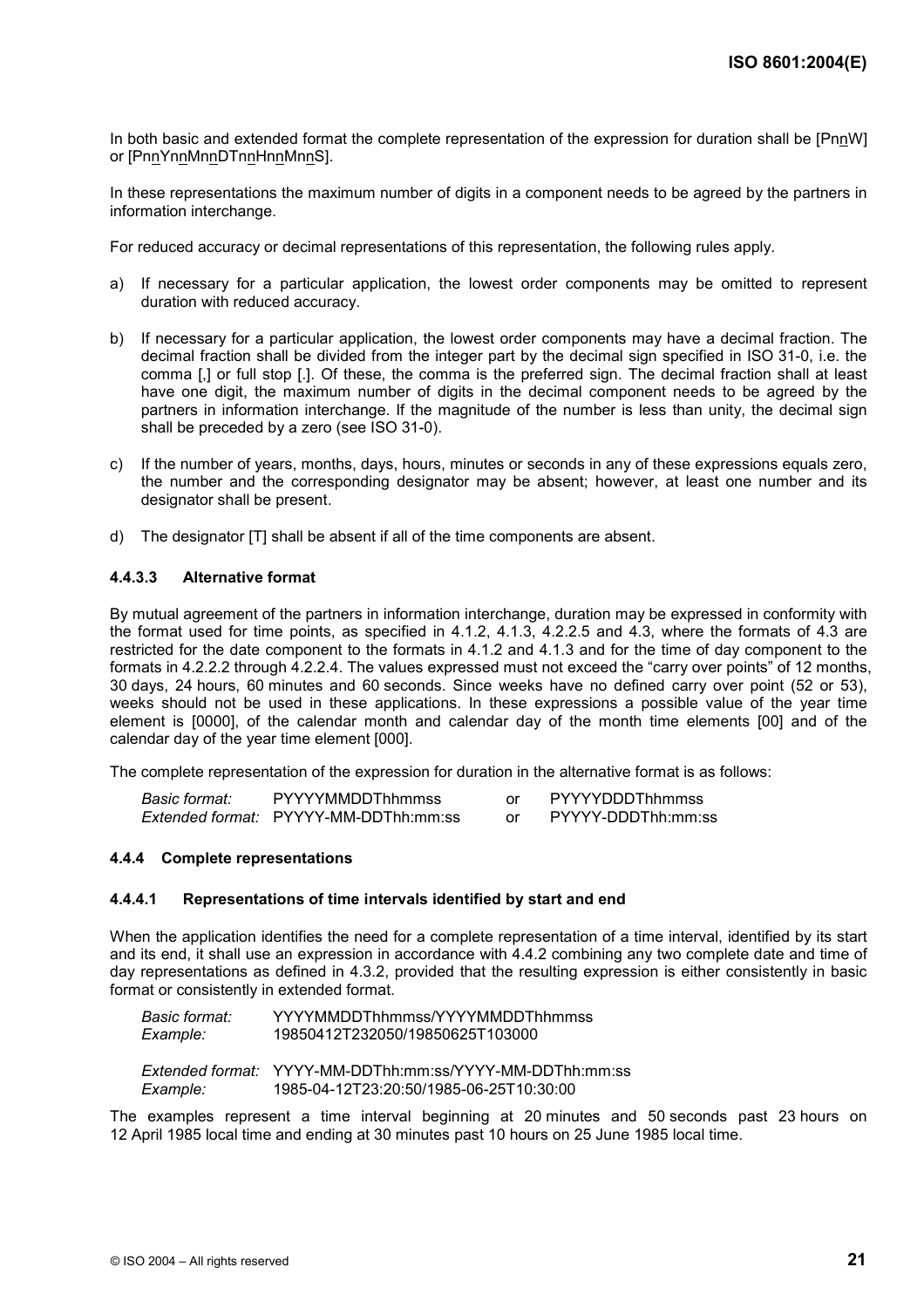In both basic and extended format the complete representation of the expression for duration shall be [PnnW] or [PnnYnnMnnDTnnHnnMnnS].

In these representations the maximum number of digits in a component needs to be agreed by the partners in information interchange.

For reduced accuracy or decimal representations of this representation, the following rules apply.

a) If necessary for a particular application, the lowest order components may be omitted to represent duration with reduced accuracy.

b) If necessary for a particular application, the lowest order components may have a decimal fraction. The decimal fraction shall be divided from the integer part by the decimal sign specified in ISO 31-0, i.e. the comma [,] or full stop [.]. Of these, the comma is the preferred sign. The decimal fraction shall at least have one digit, the maximum number of digits in the decimal component needs to be agreed by the partners in information interchange. If the magnitude of the number is less than unity, the decimal sign shall be preceded by a zero (see ISO 31-0).

c) If the number of years, months, days, hours, minutes or seconds in any of these expressions equals zero, the number and the corresponding designator may be absent; however, at least one number and its designator shall be present.

d) The designator [T] shall be absent if all of the time components are absent.

#### 4.4.3.3 Alternative format

By mutual agreement of the partners in information interchange, duration may be expressed in conformity with the format used for time points, as specified in 4.1.2, 4.1.3, 4.2.2.5 and 4.3, where the formats of 4.3 are restricted for the date component to the formats in 4.1.2 and 4.1.3 and for the time of day component to the formats in 4.2.2.2 through 4.2.2.4. The values expressed must not exceed the "carry over points" of 12 months, 30 days, 24 hours, 60 minutes and 60 seconds. Since weeks have no defined carry over point (52 or 53), weeks should not be used in these applications. In these expressions a possible value of the year time element is [0000], of the calendar month and calendar day of the month time elements [00] and of the calendar day of the year time element [000].

The complete representation of the expression for duration in the alternative format is as follows:

| | | | |
|---|---|---|---|
| *Basic format:* | PYYYYMMDDThhmmss | or | PYYYYDDDThhmmss |
| *Extended format:* | PYYYY-MM-DDThh:mm:ss | or | PYYYY-DDDThh:mm:ss |

### 4.4.4 Complete representations

#### 4.4.4.1 Representations of time intervals identified by start and end

When the application identifies the need for a complete representation of a time interval, identified by its start and its end, it shall use an expression in accordance with 4.4.2 combining any two complete date and time of day representations as defined in 4.3.2, provided that the resulting expression is either consistently in basic format or consistently in extended format.

| | |
|---|---|
| *Basic format:* | YYYYMMDDThhmmss/YYYYMMDDThhmmss |
| *Example:* | 19850412T232050/19850625T103000 |
| | |
| *Extended format:* | YYYY-MM-DDThh:mm:ss/YYYY-MM-DDThh:mm:ss |
| *Example:* | 1985-04-12T23:20:50/1985-06-25T10:30:00 |

The examples represent a time interval beginning at 20 minutes and 50 seconds past 23 hours on 12 April 1985 local time and ending at 30 minutes past 10 hours on 25 June 1985 local time.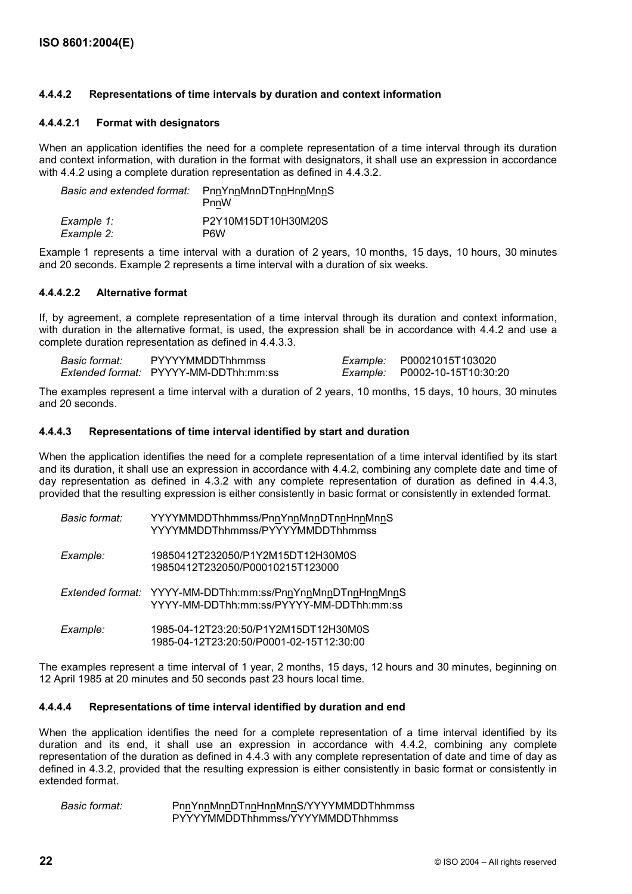#### 4.4.4.2 Representations of time intervals by duration and context information

##### 4.4.4.2.1 Format with designators

When an application identifies the need for a complete representation of a time interval through its duration and context information, with duration in the format with designators, it shall use an expression in accordance with 4.4.2 using a complete duration representation as defined in 4.4.3.2.

| | |
|---|---|
| *Basic and extended format:* | PnnYnnMnnDTnnHnnMnnS<br>PnnW |
| *Example 1:* | P2Y10M15DT10H30M20S |
| *Example 2:* | P6W |

Example 1 represents a time interval with a duration of 2 years, 10 months, 15 days, 10 hours, 30 minutes and 20 seconds. Example 2 represents a time interval with a duration of six weeks.

##### 4.4.4.2.2 Alternative format

If, by agreement, a complete representation of a time interval through its duration and context information, with duration in the alternative format, is used, the expression shall be in accordance with 4.4.2 and use a complete duration representation as defined in 4.4.3.3.

| | | | |
|---|---|---|---|
| *Basic format:* | PYYYYMMDDThhmmss | *Example:* | P00021015T103020 |
| *Extended format:* | PYYYY-MM-DDThh:mm:ss | *Example:* | P0002-10-15T10:30:20 |

The examples represent a time interval with a duration of 2 years, 10 months, 15 days, 10 hours, 30 minutes and 20 seconds.

#### 4.4.4.3 Representations of time interval identified by start and duration

When the application identifies the need for a complete representation of a time interval identified by its start and its duration, it shall use an expression in accordance with 4.4.2, combining any complete date and time of day representation as defined in 4.3.2 with any complete representation of duration as defined in 4.4.3, provided that the resulting expression is either consistently in basic format or consistently in extended format.

| | |
|---|---|
| *Basic format:* | YYYYMMDDThhmmss/PnnYnnMnnDTnnHnnMnnS<br>YYYYMMDDThhmmss/PYYYYMMDDThhmmss |
| *Example:* | 19850412T232050/P1Y2M15DT12H30M0S<br>19850412T232050/P00010215T123000 |
| *Extended format:* | YYYY-MM-DDThh:mm:ss/PnnYnnMnnDTnnHnnMnnS<br>YYYY-MM-DDThh:mm:ss/PYYYY-MM-DDThh:mm:ss |
| *Example:* | 1985-04-12T23:20:50/P1Y2M15DT12H30M0S<br>1985-04-12T23:20:50/P0001-02-15T12:30:00 |

The examples represent a time interval of 1 year, 2 months, 15 days, 12 hours and 30 minutes, beginning on 12 April 1985 at 20 minutes and 50 seconds past 23 hours local time.

#### 4.4.4.4 Representations of time interval identified by duration and end

When the application identifies the need for a complete representation of a time interval identified by its duration and its end, it shall use an expression in accordance with 4.4.2, combining any complete representation of the duration as defined in 4.4.3 with any complete representation of date and time of day as defined in 4.3.2, provided that the resulting expression is either consistently in basic format or consistently in extended format.

| | |
|---|---|
| *Basic format:* | PnnYnnMnnDTnnHnnMnnS/YYYYMMDDThhmmss<br>PYYYYMMDDThhmmss/YYYYMMDDThhmmss |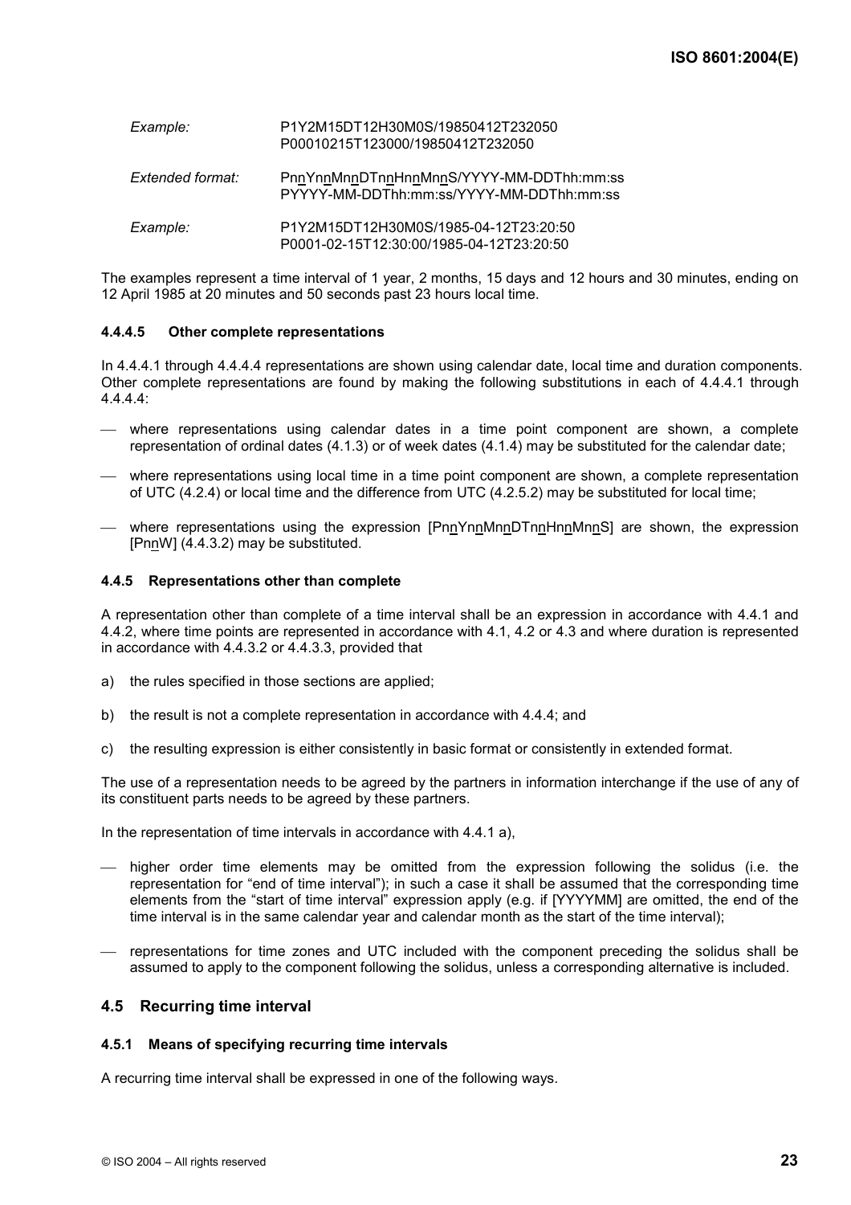*Example:* P1Y2M15DT12H30M0S/19850412T232050
P00010215T123000/19850412T232050

*Extended format:* PnnYnnMnnDTnnHnnMnnS/YYYY-MM-DDThh:mm:ss
PYYYY-MM-DDThh:mm:ss/YYYY-MM-DDThh:mm:ss

*Example:* P1Y2M15DT12H30M0S/1985-04-12T23:20:50
P0001-02-15T12:30:00/1985-04-12T23:20:50

The examples represent a time interval of 1 year, 2 months, 15 days and 12 hours and 30 minutes, ending on 12 April 1985 at 20 minutes and 50 seconds past 23 hours local time.

#### 4.4.4.5 Other complete representations

In 4.4.4.1 through 4.4.4.4 representations are shown using calendar date, local time and duration components. Other complete representations are found by making the following substitutions in each of 4.4.4.1 through 4.4.4.4:

- where representations using calendar dates in a time point component are shown, a complete representation of ordinal dates (4.1.3) or of week dates (4.1.4) may be substituted for the calendar date;
- where representations using local time in a time point component are shown, a complete representation of UTC (4.2.4) or local time and the difference from UTC (4.2.5.2) may be substituted for local time;
- where representations using the expression [PnnYnnMnnDTnnHnnMnnS] are shown, the expression [PnnW] (4.4.3.2) may be substituted.

### 4.4.5 Representations other than complete

A representation other than complete of a time interval shall be an expression in accordance with 4.4.1 and 4.4.2, where time points are represented in accordance with 4.1, 4.2 or 4.3 and where duration is represented in accordance with 4.4.3.2 or 4.4.3.3, provided that

a) the rules specified in those sections are applied;

b) the result is not a complete representation in accordance with 4.4.4; and

c) the resulting expression is either consistently in basic format or consistently in extended format.

The use of a representation needs to be agreed by the partners in information interchange if the use of any of its constituent parts needs to be agreed by these partners.

In the representation of time intervals in accordance with 4.4.1 a),

- higher order time elements may be omitted from the expression following the solidus (i.e. the representation for "end of time interval"); in such a case it shall be assumed that the corresponding time elements from the "start of time interval" expression apply (e.g. if [YYYYMM] are omitted, the end of the time interval is in the same calendar year and calendar month as the start of the time interval);
- representations for time zones and UTC included with the component preceding the solidus shall be assumed to apply to the component following the solidus, unless a corresponding alternative is included.

## 4.5 Recurring time interval

### 4.5.1 Means of specifying recurring time intervals

A recurring time interval shall be expressed in one of the following ways.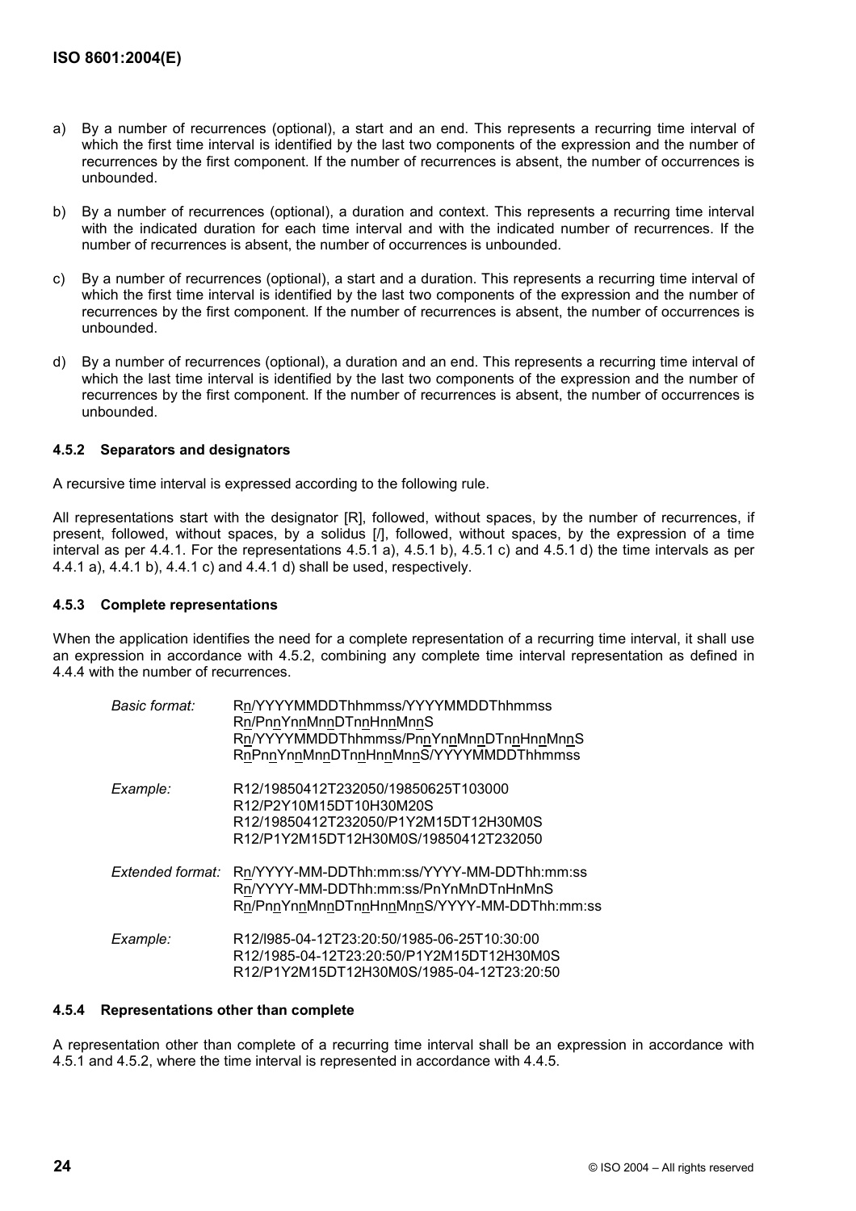a) By a number of recurrences (optional), a start and an end. This represents a recurring time interval of which the first time interval is identified by the last two components of the expression and the number of recurrences by the first component. If the number of recurrences is absent, the number of occurrences is unbounded.

b) By a number of recurrences (optional), a duration and context. This represents a recurring time interval with the indicated duration for each time interval and with the indicated number of recurrences. If the number of recurrences is absent, the number of occurrences is unbounded.

c) By a number of recurrences (optional), a start and a duration. This represents a recurring time interval of which the first time interval is identified by the last two components of the expression and the number of recurrences by the first component. If the number of recurrences is absent, the number of occurrences is unbounded.

d) By a number of recurrences (optional), a duration and an end. This represents a recurring time interval of which the last time interval is identified by the last two components of the expression and the number of recurrences by the first component. If the number of recurrences is absent, the number of occurrences is unbounded.

### 4.5.2 Separators and designators

A recursive time interval is expressed according to the following rule.

All representations start with the designator [R], followed, without spaces, by the number of recurrences, if present, followed, without spaces, by a solidus [/], followed, without spaces, by the expression of a time interval as per 4.4.1. For the representations 4.5.1 a), 4.5.1 b), 4.5.1 c) and 4.5.1 d) the time intervals as per 4.4.1 a), 4.4.1 b), 4.4.1 c) and 4.4.1 d) shall be used, respectively.

### 4.5.3 Complete representations

When the application identifies the need for a complete representation of a recurring time interval, it shall use an expression in accordance with 4.5.2, combining any complete time interval representation as defined in 4.4.4 with the number of recurrences.

| | |
|---|---|
| *Basic format:* | Rn/YYYYMMDDThhmmss/YYYYMMDDThhmmss<br>Rn/PnnYnnMnnDTnnHnnMnnS<br>Rn/YYYYMMDDThhmmss/PnnYnnMnnDTnnHnnMnnS<br>RnPnnYnnMnnDTnnHnnMnnS/YYYYMMDDThhmmss |
| *Example:* | R12/19850412T232050/19850625T103000<br>R12/P2Y10M15DT10H30M20S<br>R12/19850412T232050/P1Y2M15DT12H30M0S<br>R12/P1Y2M15DT12H30M0S/19850412T232050 |
| *Extended format:* | Rn/YYYY-MM-DDThh:mm:ss/YYYY-MM-DDThh:mm:ss<br>Rn/YYYY-MM-DDThh:mm:ss/PnYnMnDTnHnMnS<br>Rn/PnnYnnMnnDTnnHnnMnnS/YYYY-MM-DDThh:mm:ss |
| *Example:* | R12/l985-04-12T23:20:50/1985-06-25T10:30:00<br>R12/1985-04-12T23:20:50/P1Y2M15DT12H30M0S<br>R12/P1Y2M15DT12H30M0S/1985-04-12T23:20:50 |

### 4.5.4 Representations other than complete

A representation other than complete of a recurring time interval shall be an expression in accordance with 4.5.1 and 4.5.2, where the time interval is represented in accordance with 4.4.5.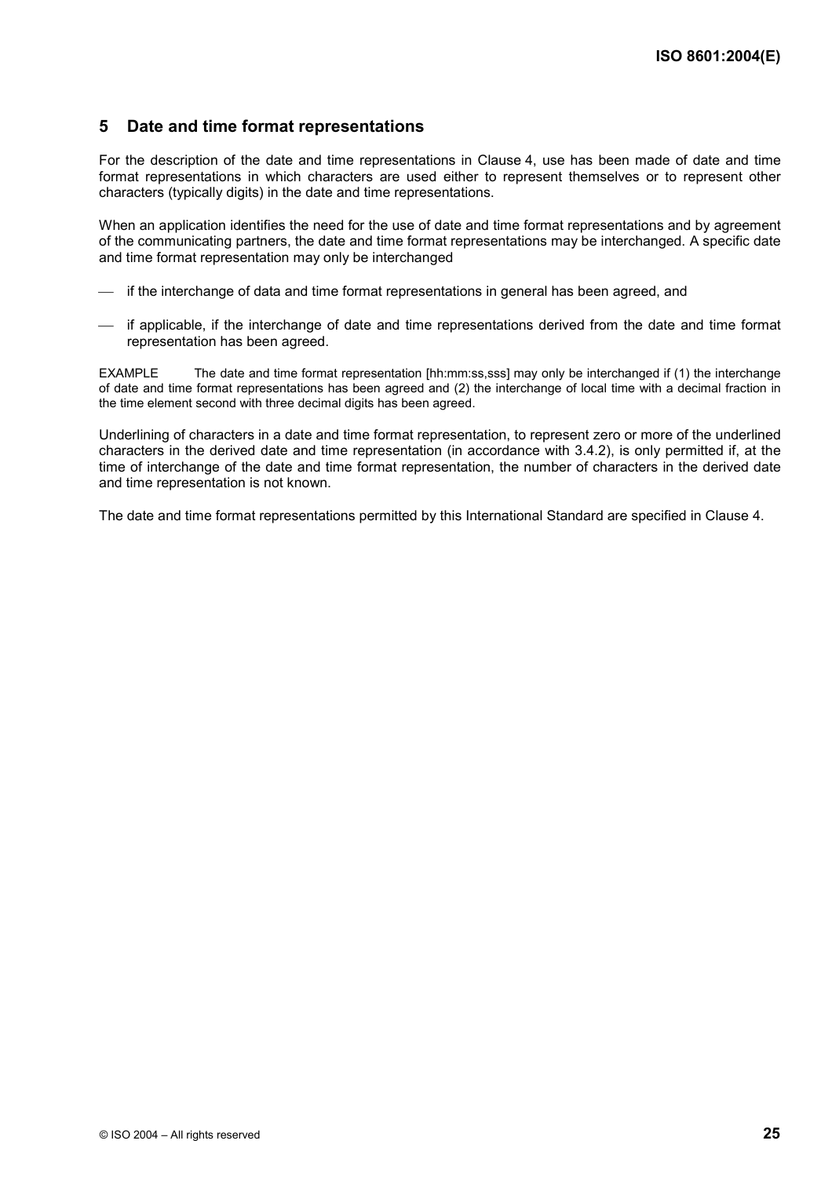## 5 Date and time format representations

For the description of the date and time representations in Clause 4, use has been made of date and time format representations in which characters are used either to represent themselves or to represent other characters (typically digits) in the date and time representations.

When an application identifies the need for the use of date and time format representations and by agreement of the communicating partners, the date and time format representations may be interchanged. A specific date and time format representation may only be interchanged

- if the interchange of data and time format representations in general has been agreed, and
- if applicable, if the interchange of date and time representations derived from the date and time format representation has been agreed.

EXAMPLE The date and time format representation [hh:mm:ss,sss] may only be interchanged if (1) the interchange of date and time format representations has been agreed and (2) the interchange of local time with a decimal fraction in the time element second with three decimal digits has been agreed.

Underlining of characters in a date and time format representation, to represent zero or more of the underlined characters in the derived date and time representation (in accordance with 3.4.2), is only permitted if, at the time of interchange of the date and time format representation, the number of characters in the derived date and time representation is not known.

The date and time format representations permitted by this International Standard are specified in Clause 4.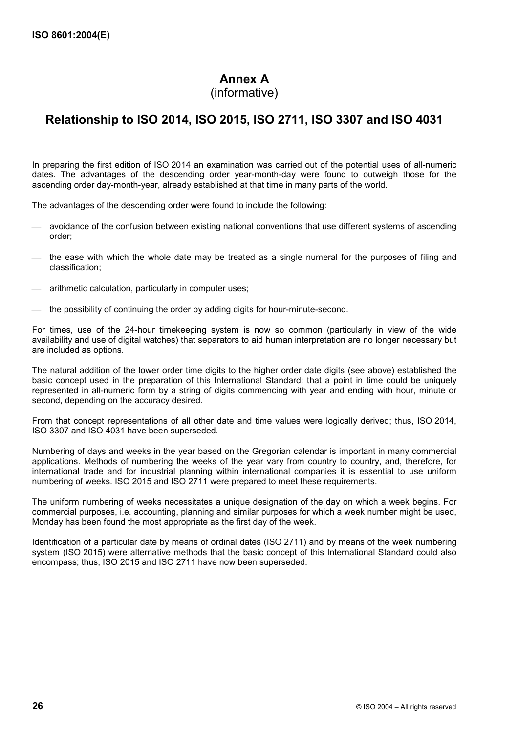# Annex A
(informative)

## Relationship to ISO 2014, ISO 2015, ISO 2711, ISO 3307 and ISO 4031

In preparing the first edition of ISO 2014 an examination was carried out of the potential uses of all-numeric dates. The advantages of the descending order year-month-day were found to outweigh those for the ascending order day-month-year, already established at that time in many parts of the world.

The advantages of the descending order were found to include the following:

- avoidance of the confusion between existing national conventions that use different systems of ascending order;
- the ease with which the whole date may be treated as a single numeral for the purposes of filing and classification;
- arithmetic calculation, particularly in computer uses;
- the possibility of continuing the order by adding digits for hour-minute-second.

For times, use of the 24-hour timekeeping system is now so common (particularly in view of the wide availability and use of digital watches) that separators to aid human interpretation are no longer necessary but are included as options.

The natural addition of the lower order time digits to the higher order date digits (see above) established the basic concept used in the preparation of this International Standard: that a point in time could be uniquely represented in all-numeric form by a string of digits commencing with year and ending with hour, minute or second, depending on the accuracy desired.

From that concept representations of all other date and time values were logically derived; thus, ISO 2014, ISO 3307 and ISO 4031 have been superseded.

Numbering of days and weeks in the year based on the Gregorian calendar is important in many commercial applications. Methods of numbering the weeks of the year vary from country to country, and, therefore, for international trade and for industrial planning within international companies it is essential to use uniform numbering of weeks. ISO 2015 and ISO 2711 were prepared to meet these requirements.

The uniform numbering of weeks necessitates a unique designation of the day on which a week begins. For commercial purposes, i.e. accounting, planning and similar purposes for which a week number might be used, Monday has been found the most appropriate as the first day of the week.

Identification of a particular date by means of ordinal dates (ISO 2711) and by means of the week numbering system (ISO 2015) were alternative methods that the basic concept of this International Standard could also encompass; thus, ISO 2015 and ISO 2711 have now been superseded.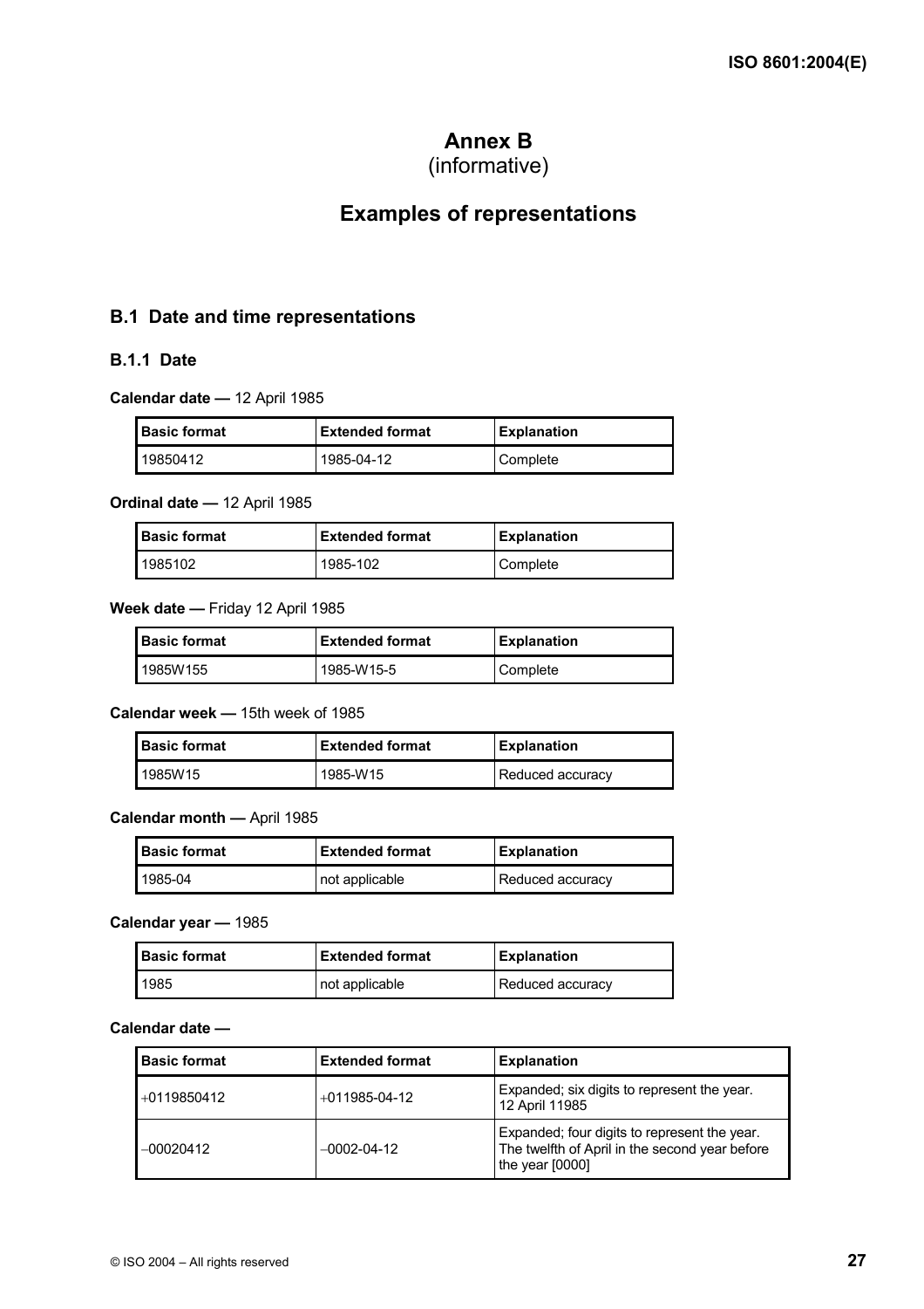# Annex B
(informative)

# Examples of representations

## B.1 Date and time representations

### B.1.1 Date

**Calendar date —** 12 April 1985

| Basic format | Extended format | Explanation |
| --- | --- | --- |
| 19850412 | 1985-04-12 | Complete |

**Ordinal date —** 12 April 1985

| Basic format | Extended format | Explanation |
| --- | --- | --- |
| 1985102 | 1985-102 | Complete |

**Week date —** Friday 12 April 1985

| Basic format | Extended format | Explanation |
| --- | --- | --- |
| 1985W155 | 1985-W15-5 | Complete |

**Calendar week —** 15th week of 1985

| Basic format | Extended format | Explanation |
| --- | --- | --- |
| 1985W15 | 1985-W15 | Reduced accuracy |

**Calendar month —** April 1985

| Basic format | Extended format | Explanation |
| --- | --- | --- |
| 1985-04 | not applicable | Reduced accuracy |

**Calendar year —** 1985

| Basic format | Extended format | Explanation |
| --- | --- | --- |
| 1985 | not applicable | Reduced accuracy |

**Calendar date —**

| Basic format | Extended format | Explanation |
| --- | --- | --- |
| +0119850412 | +011985-04-12 | Expanded; six digits to represent the year. 12 April 11985 |
| −00020412 | −0002-04-12 | Expanded; four digits to represent the year. The twelfth of April in the second year before the year [0000] |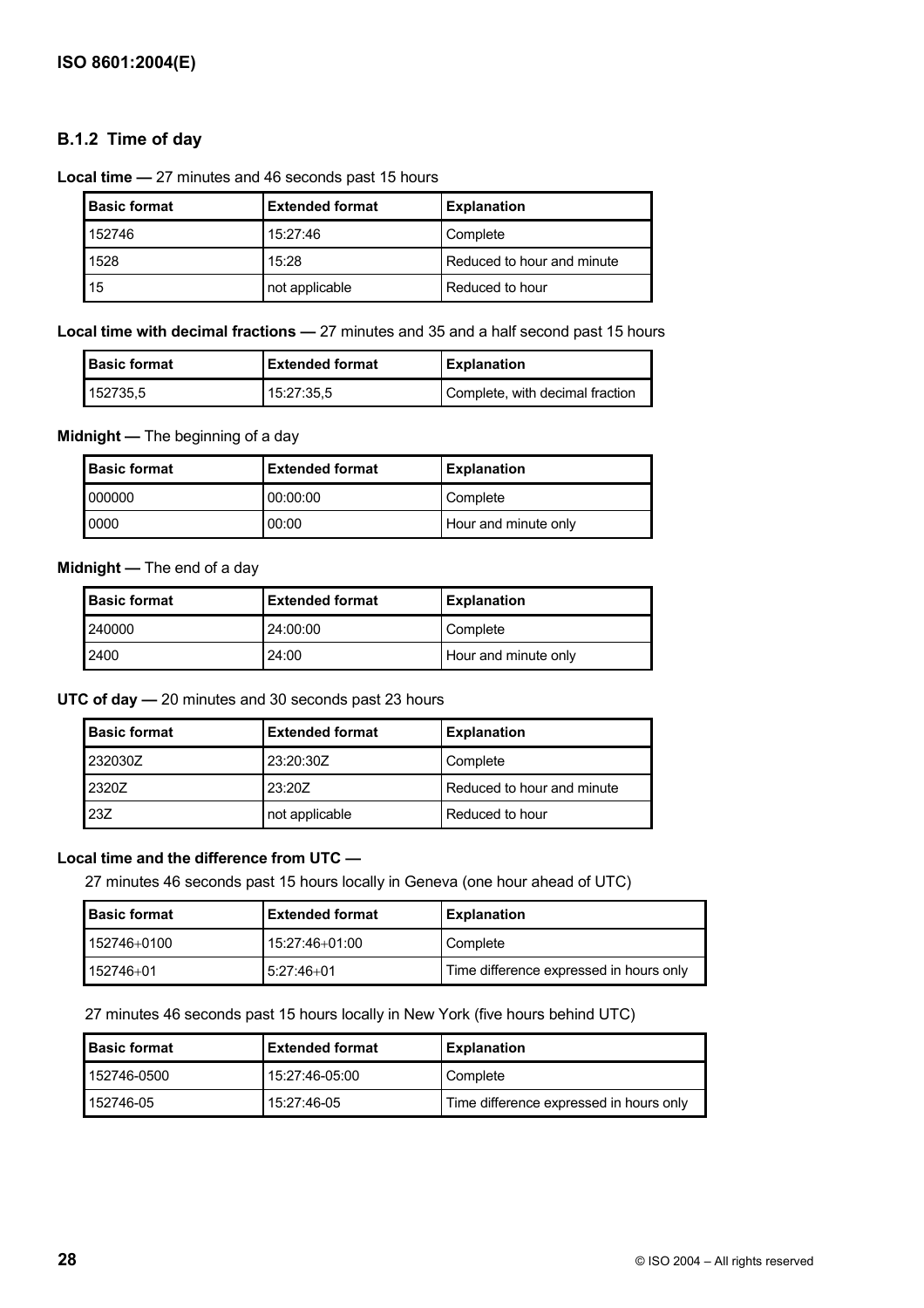### B.1.2 Time of day

**Local time —** 27 minutes and 46 seconds past 15 hours

| Basic format | Extended format | Explanation |
|---|---|---|
| 152746 | 15:27:46 | Complete |
| 1528 | 15:28 | Reduced to hour and minute |
| 15 | not applicable | Reduced to hour |

**Local time with decimal fractions —** 27 minutes and 35 and a half second past 15 hours

| Basic format | Extended format | Explanation |
|---|---|---|
| 152735,5 | 15:27:35,5 | Complete, with decimal fraction |

**Midnight —** The beginning of a day

| Basic format | Extended format | Explanation |
|---|---|---|
| 000000 | 00:00:00 | Complete |
| 0000 | 00:00 | Hour and minute only |

**Midnight —** The end of a day

| Basic format | Extended format | Explanation |
|---|---|---|
| 240000 | 24:00:00 | Complete |
| 2400 | 24:00 | Hour and minute only |

**UTC of day —** 20 minutes and 30 seconds past 23 hours

| Basic format | Extended format | Explanation |
|---|---|---|
| 232030Z | 23:20:30Z | Complete |
| 2320Z | 23:20Z | Reduced to hour and minute |
| 23Z | not applicable | Reduced to hour |

**Local time and the difference from UTC —**

27 minutes 46 seconds past 15 hours locally in Geneva (one hour ahead of UTC)

| Basic format | Extended format | Explanation |
|---|---|---|
| 152746+0100 | 15:27:46+01:00 | Complete |
| 152746+01 | 5:27:46+01 | Time difference expressed in hours only |

27 minutes 46 seconds past 15 hours locally in New York (five hours behind UTC)

| Basic format | Extended format | Explanation |
|---|---|---|
| 152746-0500 | 15:27:46-05:00 | Complete |
| 152746-05 | 15:27:46-05 | Time difference expressed in hours only |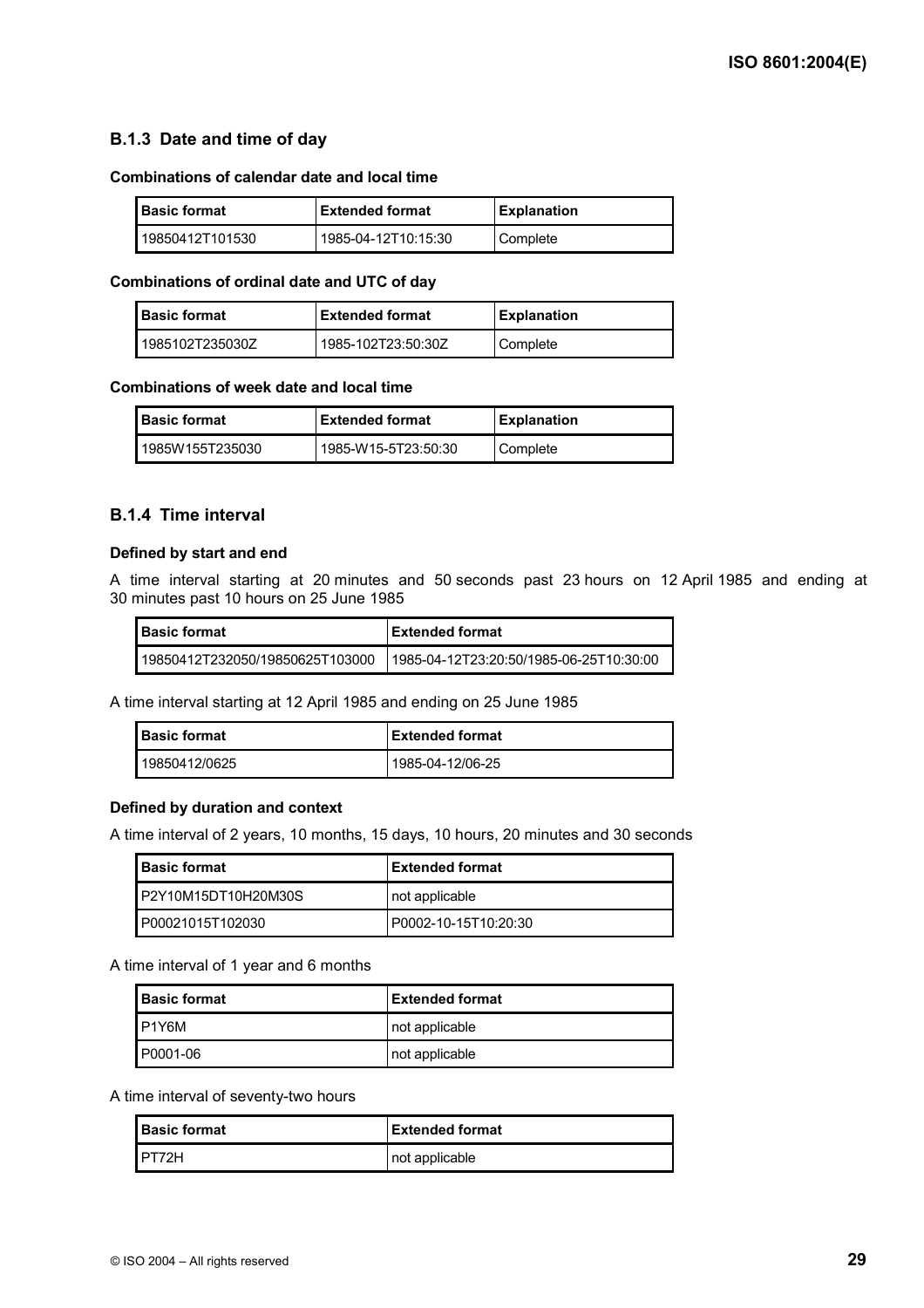### B.1.3 Date and time of day

**Combinations of calendar date and local time**

| Basic format | Extended format | Explanation |
|---|---|---|
| 19850412T101530 | 1985-04-12T10:15:30 | Complete |

**Combinations of ordinal date and UTC of day**

| Basic format | Extended format | Explanation |
|---|---|---|
| 1985102T235030Z | 1985-102T23:50:30Z | Complete |

**Combinations of week date and local time**

| Basic format | Extended format | Explanation |
|---|---|---|
| 1985W155T235030 | 1985-W15-5T23:50:30 | Complete |

### B.1.4 Time interval

**Defined by start and end**

A time interval starting at 20 minutes and 50 seconds past 23 hours on 12 April 1985 and ending at 30 minutes past 10 hours on 25 June 1985

| Basic format | Extended format |
|---|---|
| 19850412T232050/19850625T103000 | 1985-04-12T23:20:50/1985-06-25T10:30:00 |

A time interval starting at 12 April 1985 and ending on 25 June 1985

| Basic format | Extended format |
|---|---|
| 19850412/0625 | 1985-04-12/06-25 |

**Defined by duration and context**

A time interval of 2 years, 10 months, 15 days, 10 hours, 20 minutes and 30 seconds

| Basic format | Extended format |
|---|---|
| P2Y10M15DT10H20M30S | not applicable |
| P00021015T102030 | P0002-10-15T10:20:30 |

A time interval of 1 year and 6 months

| Basic format | Extended format |
|---|---|
| P1Y6M | not applicable |
| P0001-06 | not applicable |

A time interval of seventy-two hours

| Basic format | Extended format |
|---|---|
| PT72H | not applicable |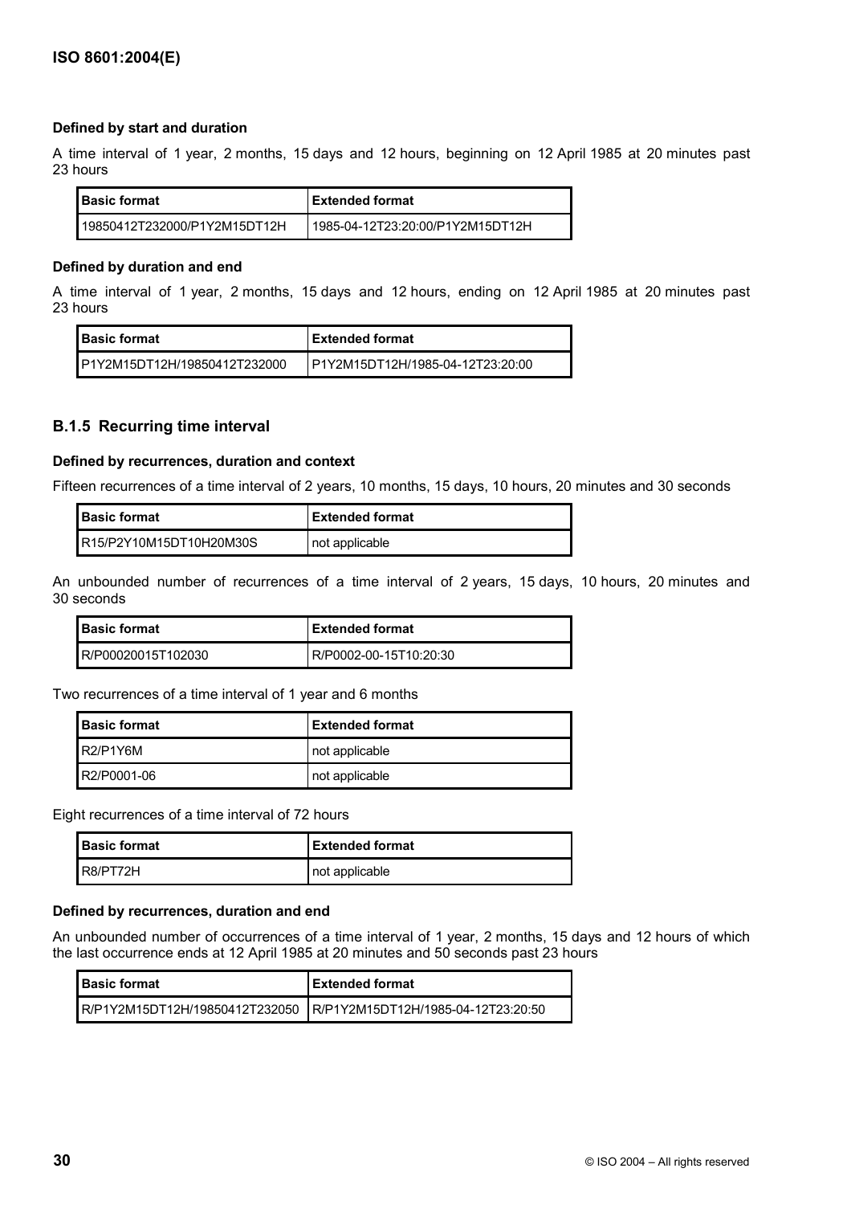**Defined by start and duration**

A time interval of 1 year, 2 months, 15 days and 12 hours, beginning on 12 April 1985 at 20 minutes past 23 hours

| Basic format | Extended format |
|---|---|
| 19850412T232000/P1Y2M15DT12H | 1985-04-12T23:20:00/P1Y2M15DT12H |

**Defined by duration and end**

A time interval of 1 year, 2 months, 15 days and 12 hours, ending on 12 April 1985 at 20 minutes past 23 hours

| Basic format | Extended format |
|---|---|
| P1Y2M15DT12H/19850412T232000 | P1Y2M15DT12H/1985-04-12T23:20:00 |

### B.1.5 Recurring time interval

**Defined by recurrences, duration and context**

Fifteen recurrences of a time interval of 2 years, 10 months, 15 days, 10 hours, 20 minutes and 30 seconds

| Basic format | Extended format |
|---|---|
| R15/P2Y10M15DT10H20M30S | not applicable |

An unbounded number of recurrences of a time interval of 2 years, 15 days, 10 hours, 20 minutes and 30 seconds

| Basic format | Extended format |
|---|---|
| R/P00020015T102030 | R/P0002-00-15T10:20:30 |

Two recurrences of a time interval of 1 year and 6 months

| Basic format | Extended format |
|---|---|
| R2/P1Y6M | not applicable |
| R2/P0001-06 | not applicable |

Eight recurrences of a time interval of 72 hours

| Basic format | Extended format |
|---|---|
| R8/PT72H | not applicable |

**Defined by recurrences, duration and end**

An unbounded number of occurrences of a time interval of 1 year, 2 months, 15 days and 12 hours of which the last occurrence ends at 12 April 1985 at 20 minutes and 50 seconds past 23 hours

| Basic format | Extended format |
|---|---|
| R/P1Y2M15DT12H/19850412T232050 | R/P1Y2M15DT12H/1985-04-12T23:20:50 |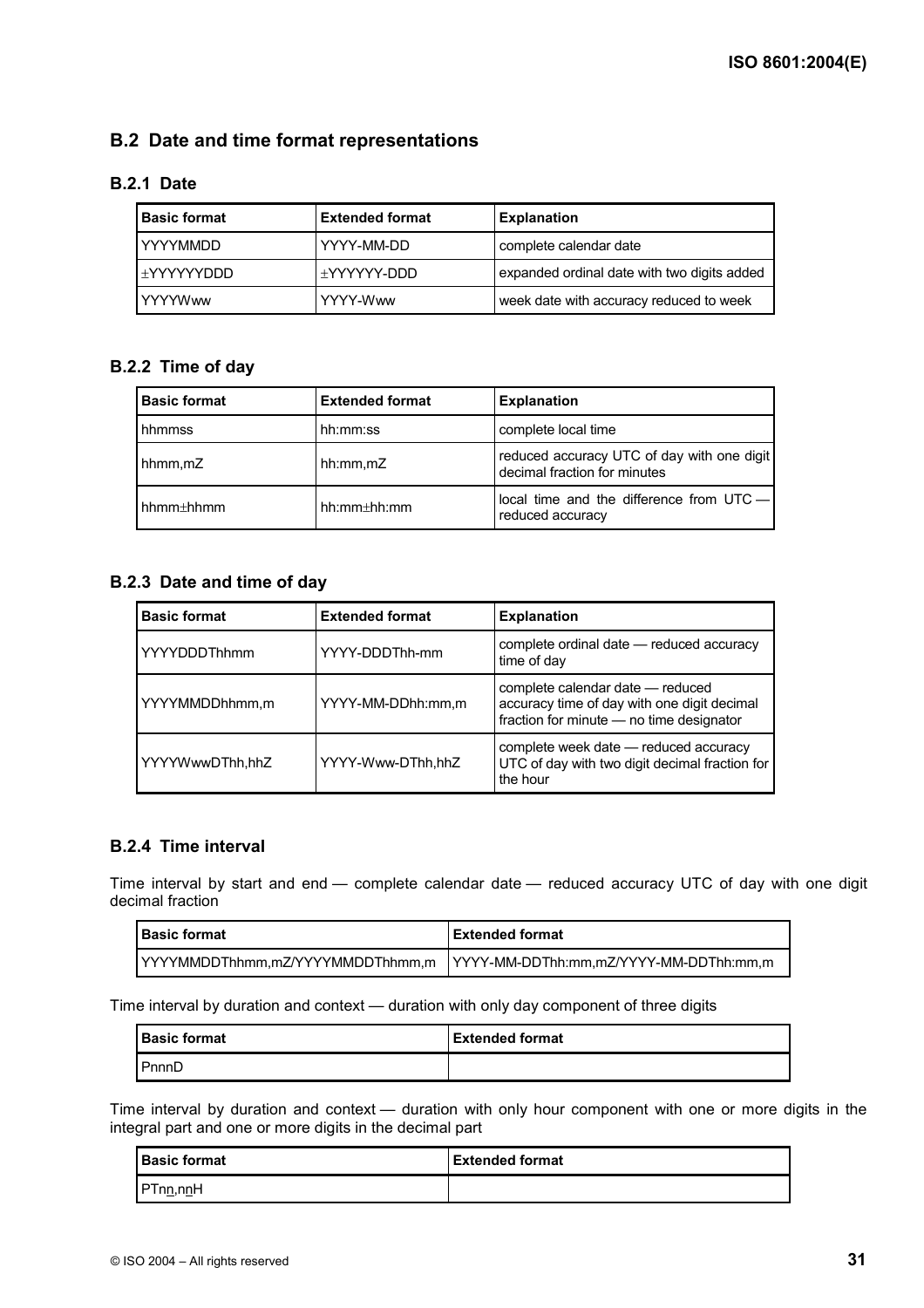## B.2 Date and time format representations

### B.2.1 Date

| Basic format | Extended format | Explanation |
|---|---|---|
| YYYYMMDD | YYYY-MM-DD | complete calendar date |
| ±YYYYYYDDD | ±YYYYYY-DDD | expanded ordinal date with two digits added |
| YYYYWww | YYYY-Www | week date with accuracy reduced to week |

### B.2.2 Time of day

| Basic format | Extended format | Explanation |
|---|---|---|
| hhmmss | hh:mm:ss | complete local time |
| hhmm,mZ | hh:mm,mZ | reduced accuracy UTC of day with one digit decimal fraction for minutes |
| hhmm±hhmm | hh:mm±hh:mm | local time and the difference from UTC — reduced accuracy |

### B.2.3 Date and time of day

| Basic format | Extended format | Explanation |
|---|---|---|
| YYYYDDDThhmm | YYYY-DDDThh-mm | complete ordinal date — reduced accuracy time of day |
| YYYYMMDDhhmm,m | YYYY-MM-DDhh:mm,m | complete calendar date — reduced accuracy time of day with one digit decimal fraction for minute — no time designator |
| YYYYWwwDThh,hhZ | YYYY-Www-DThh,hhZ | complete week date — reduced accuracy UTC of day with two digit decimal fraction for the hour |

### B.2.4 Time interval

Time interval by start and end — complete calendar date — reduced accuracy UTC of day with one digit decimal fraction

| Basic format | Extended format |
|---|---|
| YYYYMMDDThhmm,mZ/YYYYMMDDThhmm,m | YYYY-MM-DDThh:mm,mZ/YYYY-MM-DDThh:mm,m |

Time interval by duration and context — duration with only day component of three digits

| Basic format | Extended format |
|---|---|
| PnnnD | |

Time interval by duration and context — duration with only hour component with one or more digits in the integral part and one or more digits in the decimal part

| Basic format | Extended format |
|---|---|
| PTnn,nnH | |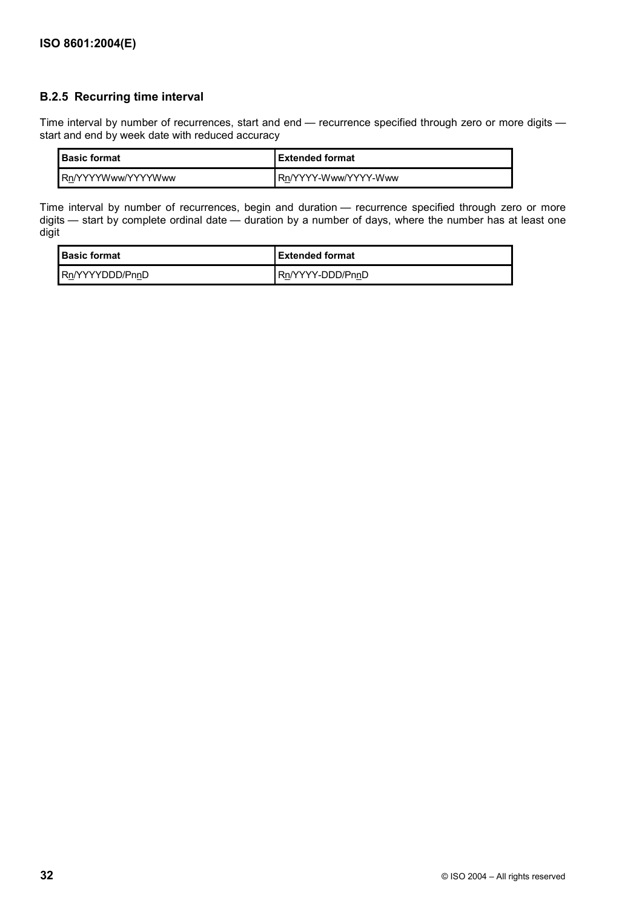### B.2.5 Recurring time interval

Time interval by number of recurrences, start and end — recurrence specified through zero or more digits — start and end by week date with reduced accuracy

| Basic format | Extended format |
| --- | --- |
| Rn/YYYYWww/YYYYWww | Rn/YYYY-Www/YYYY-Www |

Time interval by number of recurrences, begin and duration — recurrence specified through zero or more digits — start by complete ordinal date — duration by a number of days, where the number has at least one digit

| Basic format | Extended format |
| --- | --- |
| Rn/YYYYDDD/PnnD | Rn/YYYY-DDD/PnnD |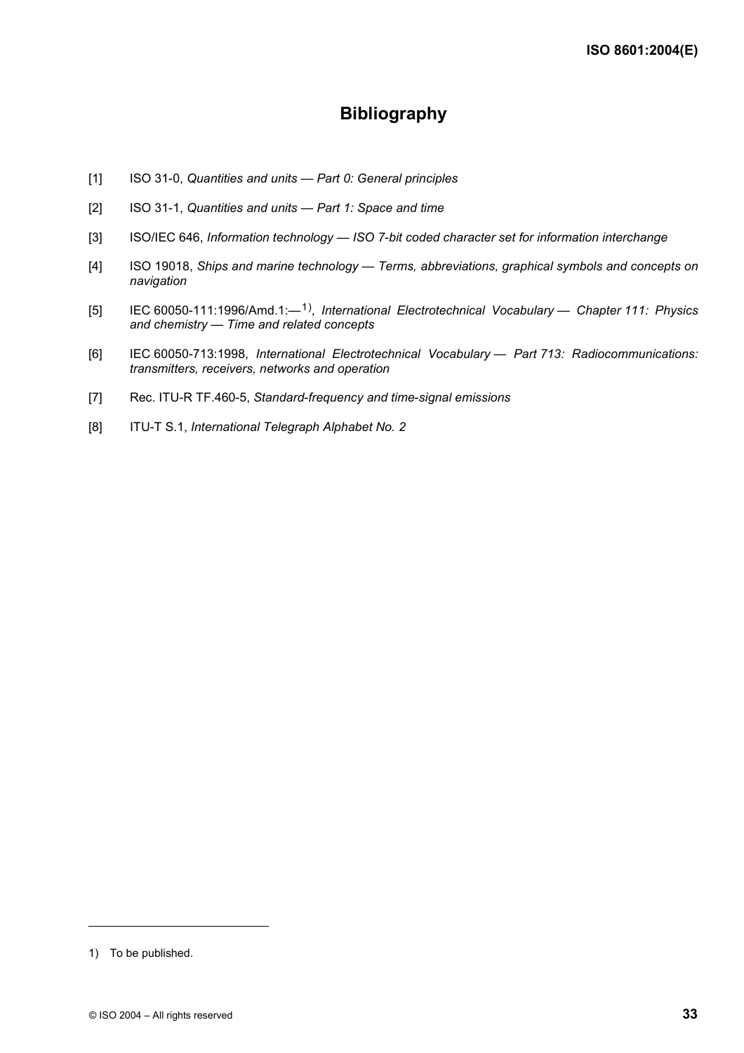# Bibliography

[1] ISO 31-0, *Quantities and units — Part 0: General principles*

[2] ISO 31-1, *Quantities and units — Part 1: Space and time*

[3] ISO/IEC 646, *Information technology — ISO 7-bit coded character set for information interchange*

[4] ISO 19018, *Ships and marine technology — Terms, abbreviations, graphical symbols and concepts on navigation*

[5] IEC 60050-111:1996/Amd.1:—[1], *International Electrotechnical Vocabulary — Chapter 111: Physics and chemistry — Time and related concepts*

[6] IEC 60050-713:1998, *International Electrotechnical Vocabulary — Part 713: Radiocommunications: transmitters, receivers, networks and operation*

[7] Rec. ITU-R TF.460-5, *Standard-frequency and time-signal emissions*

[8] ITU-T S.1, *International Telegraph Alphabet No. 2*

1) To be published.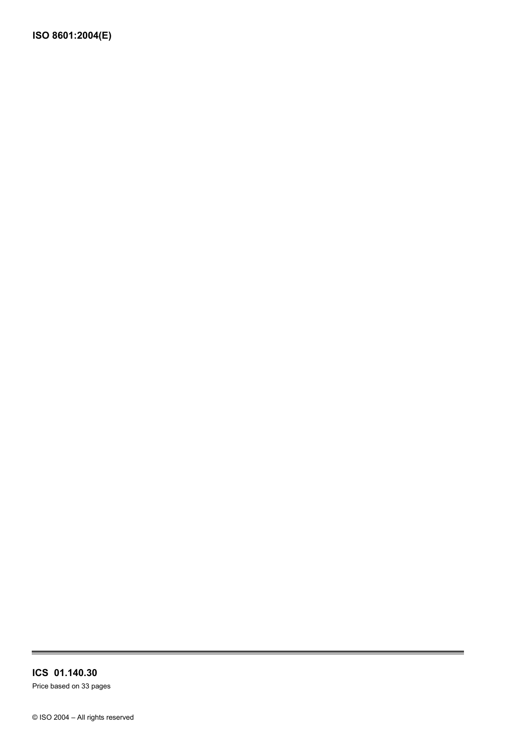ICS 01.140.30

Price based on 33 pages